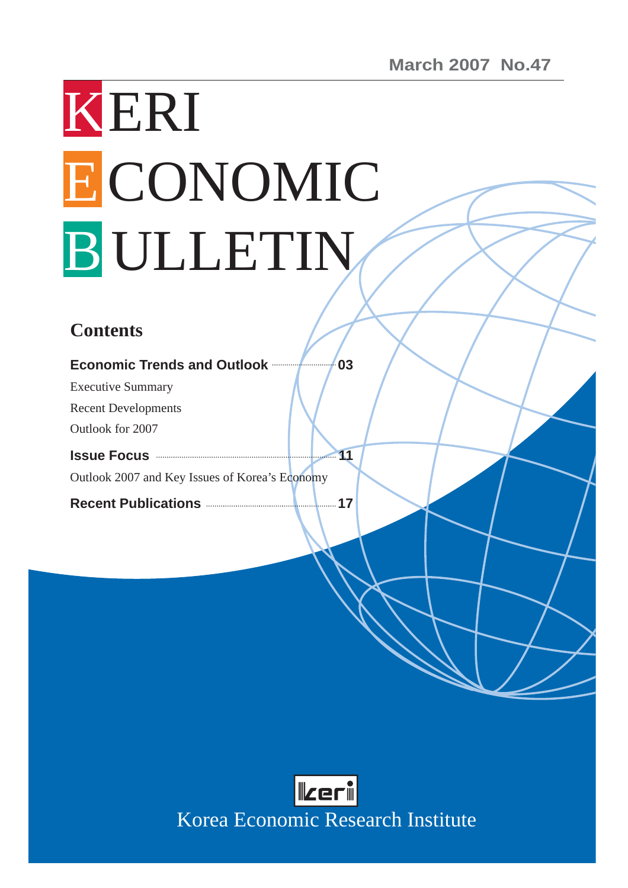March 2007 No.47

# KERI ECONOMIC BULLETIN

## Contents

**Economic Trends and Outlook** ........ 03

Executive Summary

Recent Developments

Outlook for 2007

**Issue Focus** ........ 11

Outlook 2007 and Key Issues of Korea's Economy

**Recent Publications** ........ 17

keri

Korea Economic Research Institute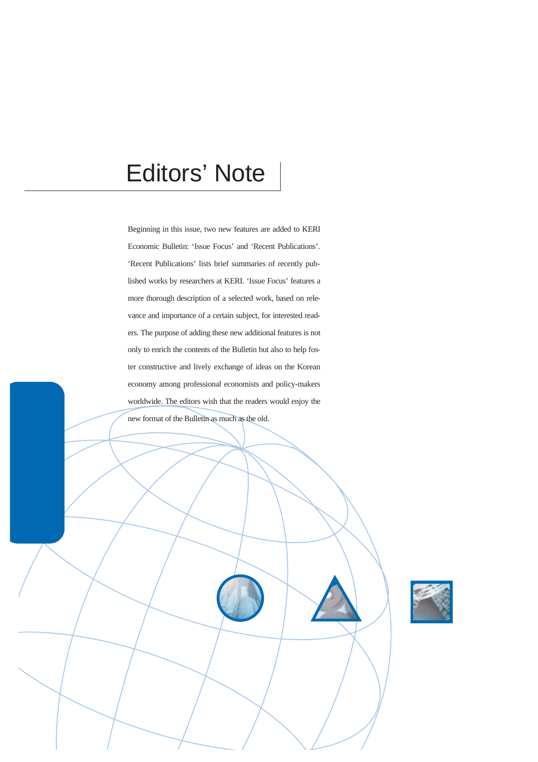# Editors' Note

Beginning in this issue, two new features are added to KERI Economic Bulletin: 'Issue Focus' and 'Recent Publications'. 'Recent Publications' lists brief summaries of recently published works by researchers at KERI. 'Issue Focus' features a more thorough description of a selected work, based on relevance and importance of a certain subject, for interested readers. The purpose of adding these new additional features is not only to enrich the contents of the Bulletin but also to help foster constructive and lively exchange of ideas on the Korean economy among professional economists and policy-makers worldwide. The editors wish that the readers would enjoy the new format of the Bulletin as much as the old.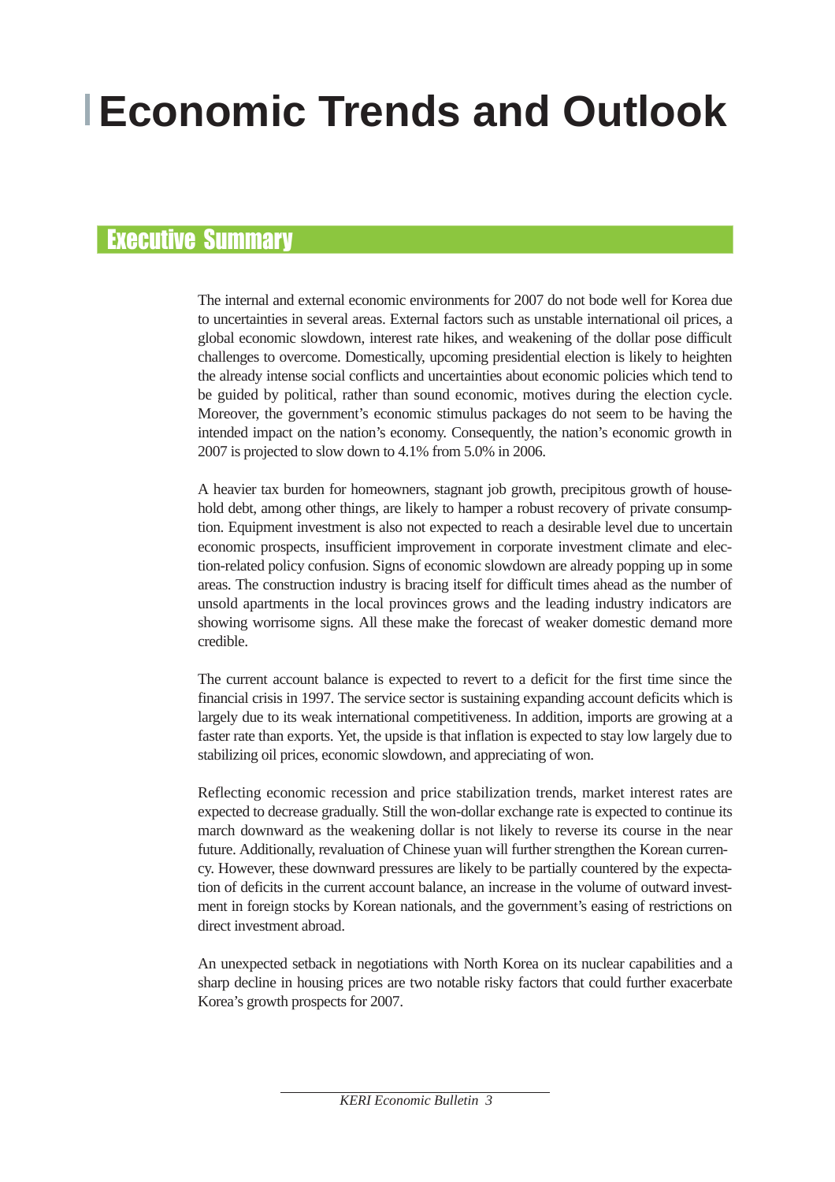# Economic Trends and Outlook

## Executive Summary

The internal and external economic environments for 2007 do not bode well for Korea due to uncertainties in several areas. External factors such as unstable international oil prices, a global economic slowdown, interest rate hikes, and weakening of the dollar pose difficult challenges to overcome. Domestically, upcoming presidential election is likely to heighten the already intense social conflicts and uncertainties about economic policies which tend to be guided by political, rather than sound economic, motives during the election cycle. Moreover, the government's economic stimulus packages do not seem to be having the intended impact on the nation's economy. Consequently, the nation's economic growth in 2007 is projected to slow down to 4.1% from 5.0% in 2006.

A heavier tax burden for homeowners, stagnant job growth, precipitous growth of household debt, among other things, are likely to hamper a robust recovery of private consumption. Equipment investment is also not expected to reach a desirable level due to uncertain economic prospects, insufficient improvement in corporate investment climate and election-related policy confusion. Signs of economic slowdown are already popping up in some areas. The construction industry is bracing itself for difficult times ahead as the number of unsold apartments in the local provinces grows and the leading industry indicators are showing worrisome signs. All these make the forecast of weaker domestic demand more credible.

The current account balance is expected to revert to a deficit for the first time since the financial crisis in 1997. The service sector is sustaining expanding account deficits which is largely due to its weak international competitiveness. In addition, imports are growing at a faster rate than exports. Yet, the upside is that inflation is expected to stay low largely due to stabilizing oil prices, economic slowdown, and appreciating of won.

Reflecting economic recession and price stabilization trends, market interest rates are expected to decrease gradually. Still the won-dollar exchange rate is expected to continue its march downward as the weakening dollar is not likely to reverse its course in the near future. Additionally, revaluation of Chinese yuan will further strengthen the Korean currency. However, these downward pressures are likely to be partially countered by the expectation of deficits in the current account balance, an increase in the volume of outward investment in foreign stocks by Korean nationals, and the government's easing of restrictions on direct investment abroad.

An unexpected setback in negotiations with North Korea on its nuclear capabilities and a sharp decline in housing prices are two notable risky factors that could further exacerbate Korea's growth prospects for 2007.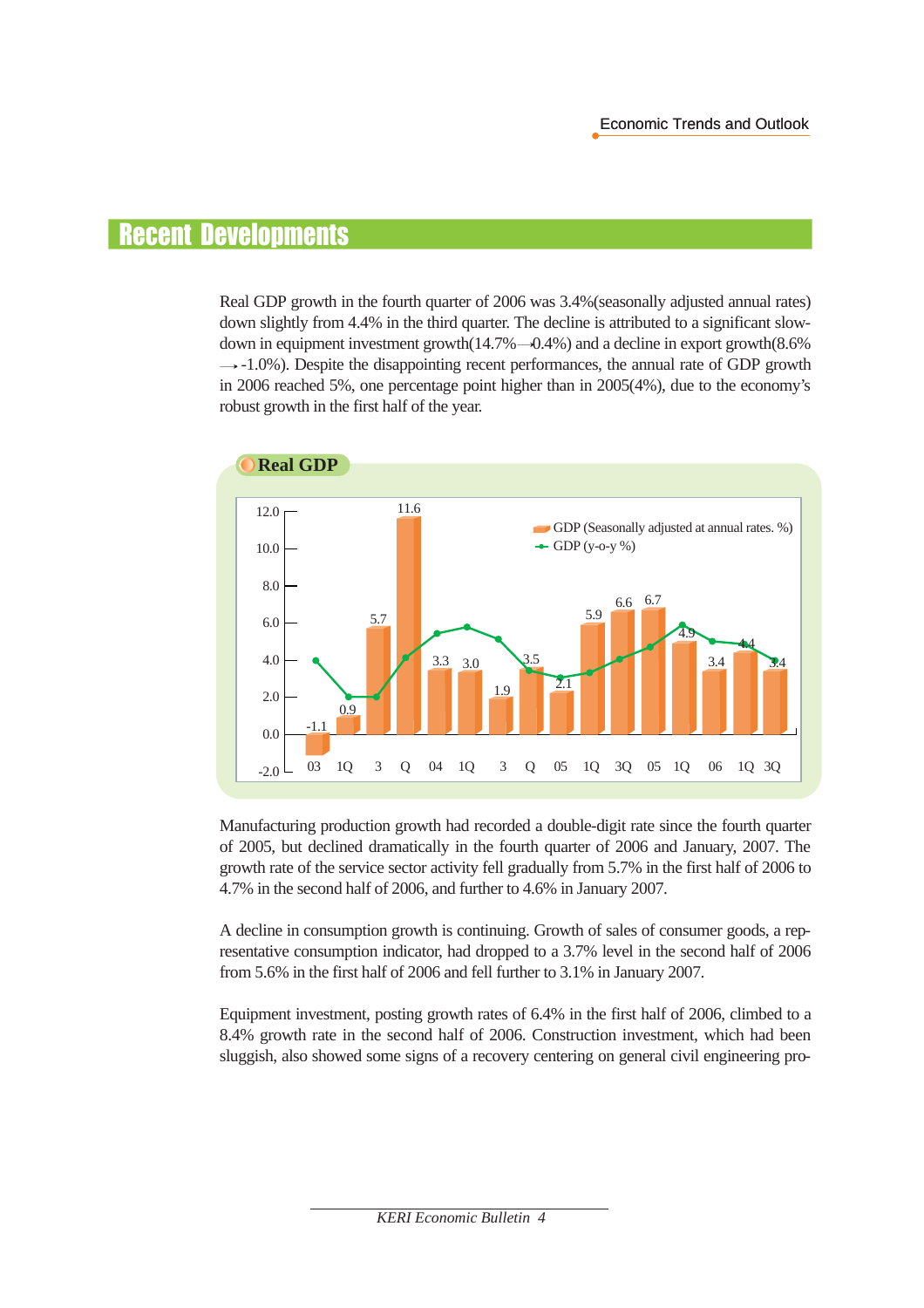## Recent Developments

Real GDP growth in the fourth quarter of 2006 was 3.4%(seasonally adjusted annual rates) down slightly from 4.4% in the third quarter. The decline is attributed to a significant slow-down in equipment investment growth(14.7%→0.4%) and a decline in export growth(8.6% →-1.0%). Despite the disappointing recent performances, the annual rate of GDP growth in 2006 reached 5%, one percentage point higher than in 2005(4%), due to the economy's robust growth in the first half of the year.

**Real GDP**

| Period | GDP (Seasonally adjusted at annual rates. %) |
|---|---|
| 03 | -1.1 |
| 1Q | 0.9 |
| 3 | 5.7 |
| Q | 11.6 |
| 04 | 3.3 |
| 1Q | 3.0 |
| 3 | 1.9 |
| Q | 3.5 |
| 05 | 2.1 |
| 1Q | 5.9 |
| 3Q | 6.6 |
| 05 | 6.7 |
| 1Q | 4.9 |
| 06 | 3.4 |
| 1Q | 4.4 |
| 3Q | 3.4 |

GDP (y-o-y %)

Manufacturing production growth had recorded a double-digit rate since the fourth quarter of 2005, but declined dramatically in the fourth quarter of 2006 and January, 2007. The growth rate of the service sector activity fell gradually from 5.7% in the first half of 2006 to 4.7% in the second half of 2006, and further to 4.6% in January 2007.

A decline in consumption growth is continuing. Growth of sales of consumer goods, a representative consumption indicator, had dropped to a 3.7% level in the second half of 2006 from 5.6% in the first half of 2006 and fell further to 3.1% in January 2007.

Equipment investment, posting growth rates of 6.4% in the first half of 2006, climbed to a 8.4% growth rate in the second half of 2006. Construction investment, which had been sluggish, also showed some signs of a recovery centering on general civil engineering pro-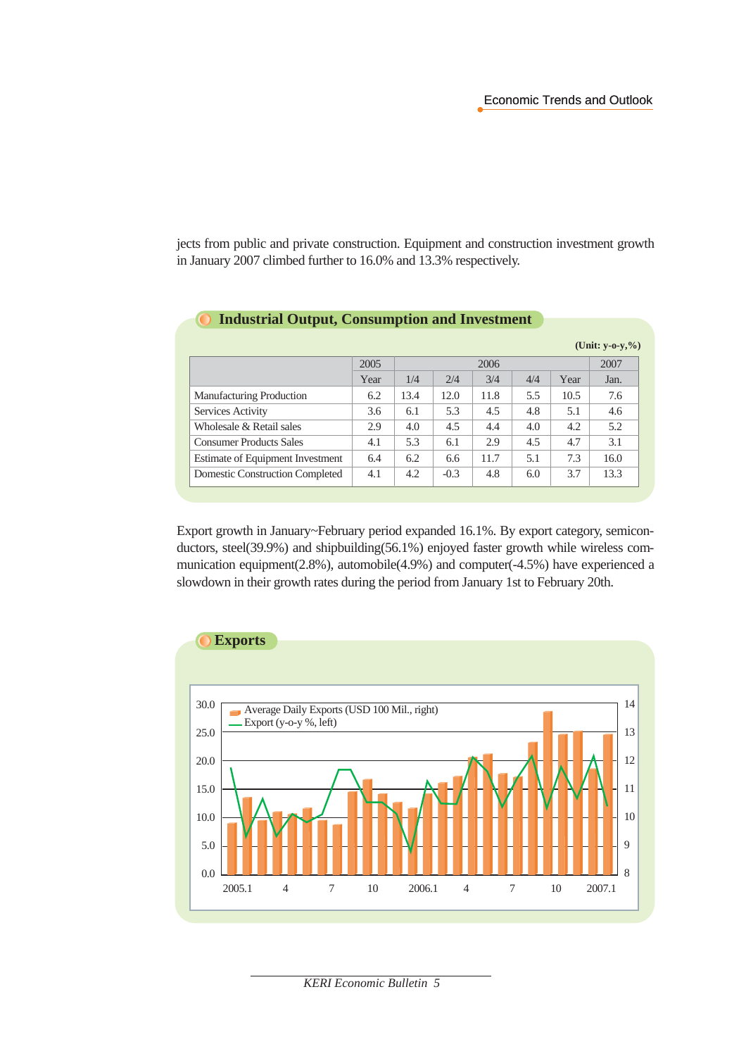jects from public and private construction. Equipment and construction investment growth in January 2007 climbed further to 16.0% and 13.3% respectively.

## Industrial Output, Consumption and Investment

(Unit: y-o-y,%)

| | 2005 | 2006 | | | | | 2007 |
|---|---|---|---|---|---|---|---|
| | Year | 1/4 | 2/4 | 3/4 | 4/4 | Year | Jan. |
| Manufacturing Production | 6.2 | 13.4 | 12.0 | 11.8 | 5.5 | 10.5 | 7.6 |
| Services Activity | 3.6 | 6.1 | 5.3 | 4.5 | 4.8 | 5.1 | 4.6 |
| Wholesale & Retail sales | 2.9 | 4.0 | 4.5 | 4.4 | 4.0 | 4.2 | 5.2 |
| Consumer Products Sales | 4.1 | 5.3 | 6.1 | 2.9 | 4.5 | 4.7 | 3.1 |
| Estimate of Equipment Investment | 6.4 | 6.2 | 6.6 | 11.7 | 5.1 | 7.3 | 16.0 |
| Domestic Construction Completed | 4.1 | 4.2 | -0.3 | 4.8 | 6.0 | 3.7 | 13.3 |

Export growth in January~February period expanded 16.1%. By export category, semiconductors, steel(39.9%) and shipbuilding(56.1%) enjoyed faster growth while wireless communication equipment(2.8%), automobile(4.9%) and computer(-4.5%) have experienced a slowdown in their growth rates during the period from January 1st to February 20th.

## Exports

Average Daily Exports (USD 100 Mil., right)
Export (y-o-y %, left)

30.0 25.0 20.0 15.0 10.0 5.0 0.0

14 13 12 11 10 9 8

2005.1 4 7 10 2006.1 4 7 10 2007.1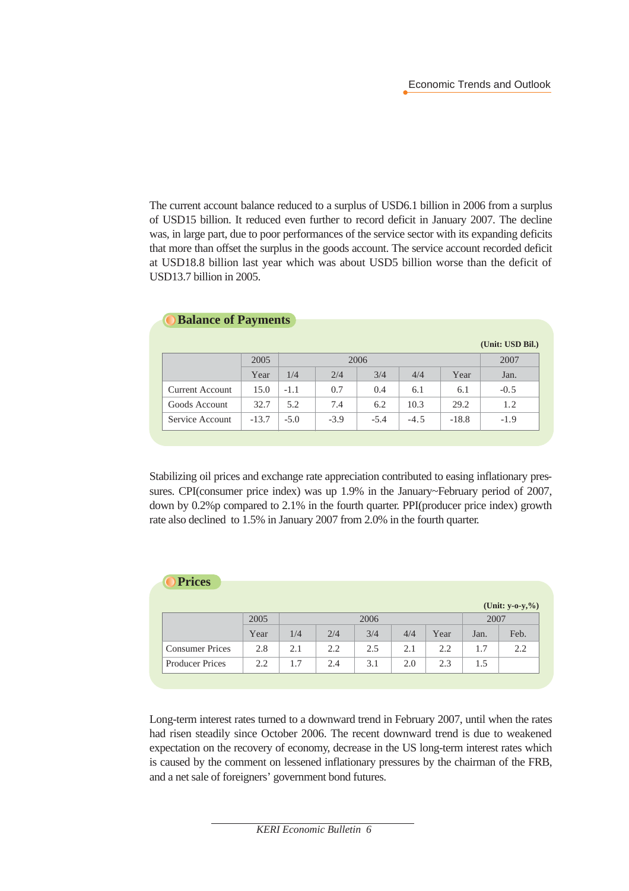The current account balance reduced to a surplus of USD6.1 billion in 2006 from a surplus of USD15 billion. It reduced even further to record deficit in January 2007. The decline was, in large part, due to poor performances of the service sector with its expanding deficits that more than offset the surplus in the goods account. The service account recorded deficit at USD18.8 billion last year which was about USD5 billion worse than the deficit of USD13.7 billion in 2005.

## Balance of Payments

(Unit: USD Bil.)

| | 2005 | 2006 | | | | | 2007 |
|---|---|---|---|---|---|---|---|
| | Year | 1/4 | 2/4 | 3/4 | 4/4 | Year | Jan. |
| Current Account | 15.0 | -1.1 | 0.7 | 0.4 | 6.1 | 6.1 | -0.5 |
| Goods Account | 32.7 | 5.2 | 7.4 | 6.2 | 10.3 | 29.2 | 1.2 |
| Service Account | -13.7 | -5.0 | -3.9 | -5.4 | -4.5 | -18.8 | -1.9 |

Stabilizing oil prices and exchange rate appreciation contributed to easing inflationary pressures. CPI(consumer price index) was up 1.9% in the January~February period of 2007, down by 0.2%p compared to 2.1% in the fourth quarter. PPI(producer price index) growth rate also declined to 1.5% in January 2007 from 2.0% in the fourth quarter.

## Prices

(Unit: y-o-y,%)

| | 2005 | 2006 | | | | | 2007 | |
|---|---|---|---|---|---|---|---|---|
| | Year | 1/4 | 2/4 | 3/4 | 4/4 | Year | Jan. | Feb. |
| Consumer Prices | 2.8 | 2.1 | 2.2 | 2.5 | 2.1 | 2.2 | 1.7 | 2.2 |
| Producer Prices | 2.2 | 1.7 | 2.4 | 3.1 | 2.0 | 2.3 | 1.5 | |

Long-term interest rates turned to a downward trend in February 2007, until when the rates had risen steadily since October 2006. The recent downward trend is due to weakened expectation on the recovery of economy, decrease in the US long-term interest rates which is caused by the comment on lessened inflationary pressures by the chairman of the FRB, and a net sale of foreigners' government bond futures.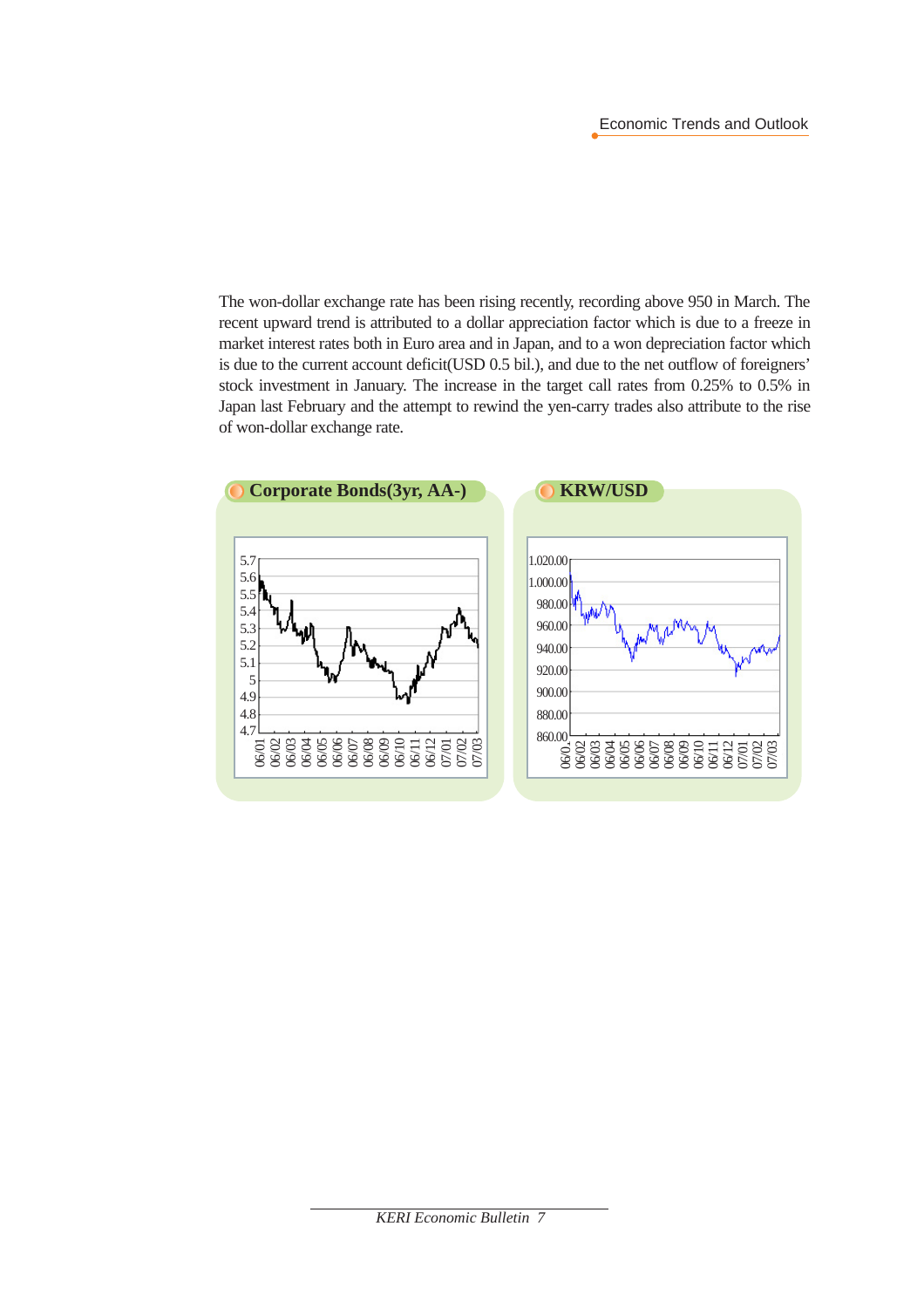The won-dollar exchange rate has been rising recently, recording above 950 in March. The recent upward trend is attributed to a dollar appreciation factor which is due to a freeze in market interest rates both in Euro area and in Japan, and to a won depreciation factor which is due to the current account deficit(USD 0.5 bil.), and due to the net outflow of foreigners' stock investment in January. The increase in the target call rates from 0.25% to 0.5% in Japan last February and the attempt to rewind the yen-carry trades also attribute to the rise of won-dollar exchange rate.

**Corporate Bonds(3yr, AA-)**

**KRW/USD**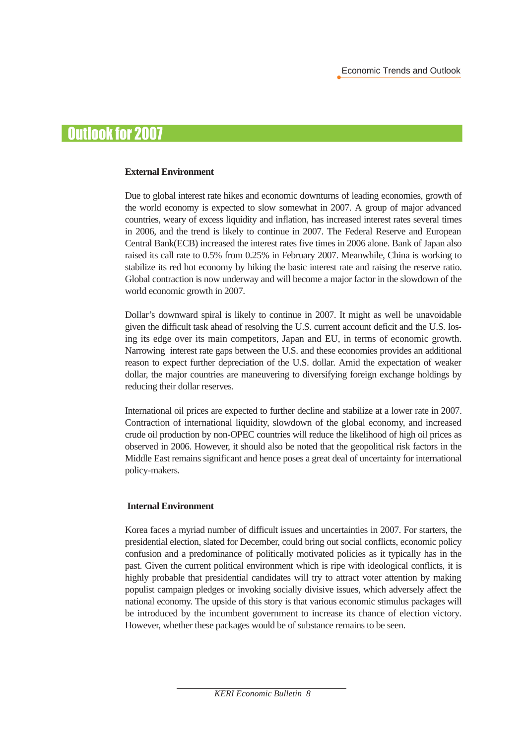# Outlook for 2007

### External Environment

Due to global interest rate hikes and economic downturns of leading economies, growth of the world economy is expected to slow somewhat in 2007. A group of major advanced countries, weary of excess liquidity and inflation, has increased interest rates several times in 2006, and the trend is likely to continue in 2007. The Federal Reserve and European Central Bank(ECB) increased the interest rates five times in 2006 alone. Bank of Japan also raised its call rate to 0.5% from 0.25% in February 2007. Meanwhile, China is working to stabilize its red hot economy by hiking the basic interest rate and raising the reserve ratio. Global contraction is now underway and will become a major factor in the slowdown of the world economic growth in 2007.

Dollar's downward spiral is likely to continue in 2007. It might as well be unavoidable given the difficult task ahead of resolving the U.S. current account deficit and the U.S. losing its edge over its main competitors, Japan and EU, in terms of economic growth. Narrowing interest rate gaps between the U.S. and these economies provides an additional reason to expect further depreciation of the U.S. dollar. Amid the expectation of weaker dollar, the major countries are maneuvering to diversifying foreign exchange holdings by reducing their dollar reserves.

International oil prices are expected to further decline and stabilize at a lower rate in 2007. Contraction of international liquidity, slowdown of the global economy, and increased crude oil production by non-OPEC countries will reduce the likelihood of high oil prices as observed in 2006. However, it should also be noted that the geopolitical risk factors in the Middle East remains significant and hence poses a great deal of uncertainty for international policy-makers.

### Internal Environment

Korea faces a myriad number of difficult issues and uncertainties in 2007. For starters, the presidential election, slated for December, could bring out social conflicts, economic policy confusion and a predominance of politically motivated policies as it typically has in the past. Given the current political environment which is ripe with ideological conflicts, it is highly probable that presidential candidates will try to attract voter attention by making populist campaign pledges or invoking socially divisive issues, which adversely affect the national economy. The upside of this story is that various economic stimulus packages will be introduced by the incumbent government to increase its chance of election victory. However, whether these packages would be of substance remains to be seen.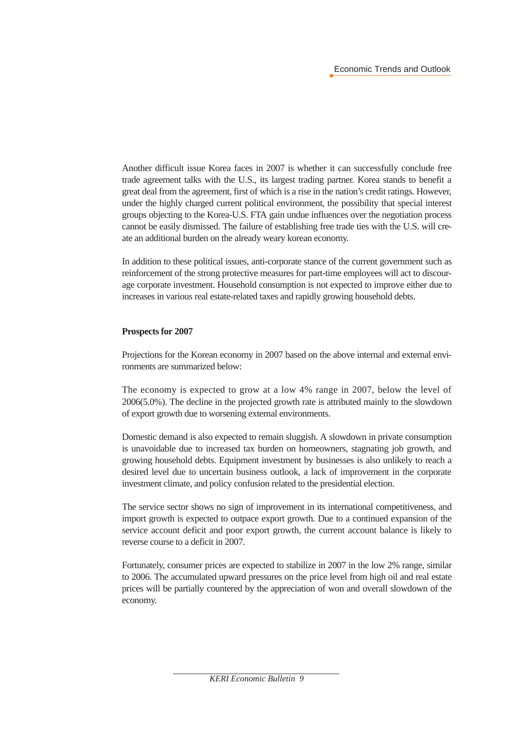Another difficult issue Korea faces in 2007 is whether it can successfully conclude free trade agreement talks with the U.S., its largest trading partner. Korea stands to benefit a great deal from the agreement, first of which is a rise in the nation's credit ratings. However, under the highly charged current political environment, the possibility that special interest groups objecting to the Korea-U.S. FTA gain undue influences over the negotiation process cannot be easily dismissed. The failure of establishing free trade ties with the U.S. will create an additional burden on the already weary korean economy.

In addition to these political issues, anti-corporate stance of the current government such as reinforcement of the strong protective measures for part-time employees will act to discourage corporate investment. Household consumption is not expected to improve either due to increases in various real estate-related taxes and rapidly growing household debts.

**Prospects for 2007**

Projections for the Korean economy in 2007 based on the above internal and external environments are summarized below:

The economy is expected to grow at a low 4% range in 2007, below the level of 2006(5.0%). The decline in the projected growth rate is attributed mainly to the slowdown of export growth due to worsening external environments.

Domestic demand is also expected to remain sluggish. A slowdown in private consumption is unavoidable due to increased tax burden on homeowners, stagnating job growth, and growing household debts. Equipment investment by businesses is also unlikely to reach a desired level due to uncertain business outlook, a lack of improvement in the corporate investment climate, and policy confusion related to the presidential election.

The service sector shows no sign of improvement in its international competitiveness, and import growth is expected to outpace export growth. Due to a continued expansion of the service account deficit and poor export growth, the current account balance is likely to reverse course to a deficit in 2007.

Fortunately, consumer prices are expected to stabilize in 2007 in the low 2% range, similar to 2006. The accumulated upward pressures on the price level from high oil and real estate prices will be partially countered by the appreciation of won and overall slowdown of the economy.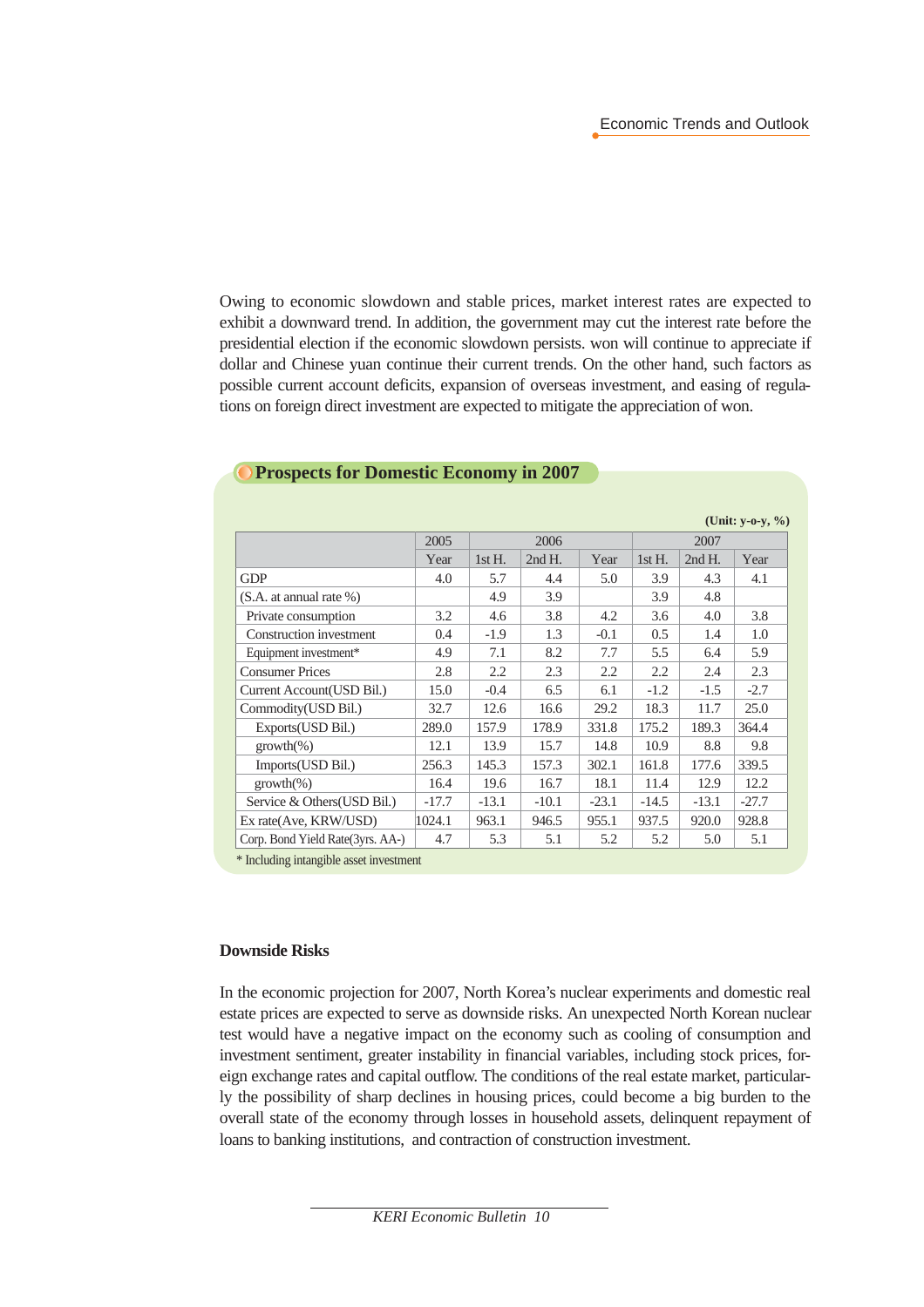Owing to economic slowdown and stable prices, market interest rates are expected to exhibit a downward trend. In addition, the government may cut the interest rate before the presidential election if the economic slowdown persists. won will continue to appreciate if dollar and Chinese yuan continue their current trends. On the other hand, such factors as possible current account deficits, expansion of overseas investment, and easing of regulations on foreign direct investment are expected to mitigate the appreciation of won.

### Prospects for Domestic Economy in 2007

(Unit: y-o-y, %)

| | 2005 | 2006 | | | 2007 | | |
|---|---|---|---|---|---|---|---|
| | Year | 1st H. | 2nd H. | Year | 1st H. | 2nd H. | Year |
| GDP | 4.0 | 5.7 | 4.4 | 5.0 | 3.9 | 4.3 | 4.1 |
| (S.A. at annual rate %) | | 4.9 | 3.9 | | 3.9 | 4.8 | |
| Private consumption | 3.2 | 4.6 | 3.8 | 4.2 | 3.6 | 4.0 | 3.8 |
| Construction investment | 0.4 | -1.9 | 1.3 | -0.1 | 0.5 | 1.4 | 1.0 |
| Equipment investment* | 4.9 | 7.1 | 8.2 | 7.7 | 5.5 | 6.4 | 5.9 |
| Consumer Prices | 2.8 | 2.2 | 2.3 | 2.2 | 2.2 | 2.4 | 2.3 |
| Current Account(USD Bil.) | 15.0 | -0.4 | 6.5 | 6.1 | -1.2 | -1.5 | -2.7 |
| Commodity(USD Bil.) | 32.7 | 12.6 | 16.6 | 29.2 | 18.3 | 11.7 | 25.0 |
| Exports(USD Bil.) | 289.0 | 157.9 | 178.9 | 331.8 | 175.2 | 189.3 | 364.4 |
| growth(%) | 12.1 | 13.9 | 15.7 | 14.8 | 10.9 | 8.8 | 9.8 |
| Imports(USD Bil.) | 256.3 | 145.3 | 157.3 | 302.1 | 161.8 | 177.6 | 339.5 |
| growth(%) | 16.4 | 19.6 | 16.7 | 18.1 | 11.4 | 12.9 | 12.2 |
| Service & Others(USD Bil.) | -17.7 | -13.1 | -10.1 | -23.1 | -14.5 | -13.1 | -27.7 |
| Ex rate(Ave, KRW/USD) | 1024.1 | 963.1 | 946.5 | 955.1 | 937.5 | 920.0 | 928.8 |
| Corp. Bond Yield Rate(3yrs. AA-) | 4.7 | 5.3 | 5.1 | 5.2 | 5.2 | 5.0 | 5.1 |

* Including intangible asset investment

**Downside Risks**

In the economic projection for 2007, North Korea's nuclear experiments and domestic real estate prices are expected to serve as downside risks. An unexpected North Korean nuclear test would have a negative impact on the economy such as cooling of consumption and investment sentiment, greater instability in financial variables, including stock prices, foreign exchange rates and capital outflow. The conditions of the real estate market, particularly the possibility of sharp declines in housing prices, could become a big burden to the overall state of the economy through losses in household assets, delinquent repayment of loans to banking institutions, and contraction of construction investment.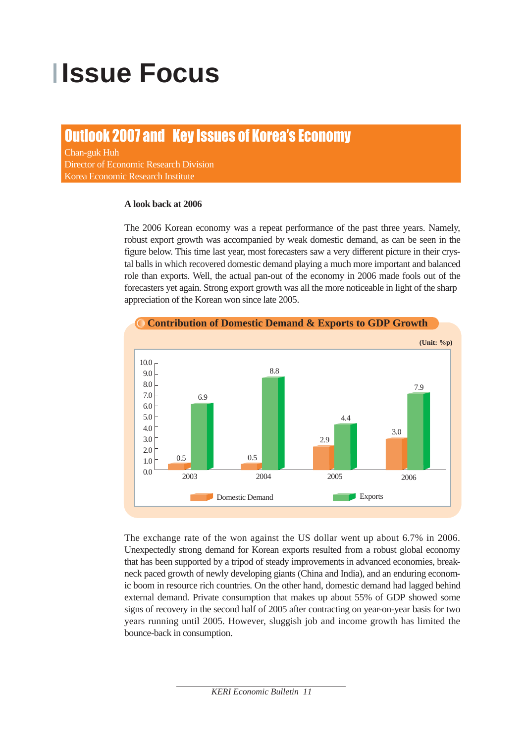# Issue Focus

## Outlook 2007 and Key Issues of Korea's Economy

Chan-guk Huh
Director of Economic Research Division
Korea Economic Research Institute

### A look back at 2006

The 2006 Korean economy was a repeat performance of the past three years. Namely, robust export growth was accompanied by weak domestic demand, as can be seen in the figure below. This time last year, most forecasters saw a very different picture in their crystal balls in which recovered domestic demand playing a much more important and balanced role than exports. Well, the actual pan-out of the economy in 2006 made fools out of the forecasters yet again. Strong export growth was all the more noticeable in light of the sharp appreciation of the Korean won since late 2005.

**Contribution of Domestic Demand & Exports to GDP Growth**

(Unit: %p)

| | 2003 | 2004 | 2005 | 2006 |
|---|---|---|---|---|
| Domestic Demand | 0.5 | 0.5 | 2.9 | 3.0 |
| Exports | 6.9 | 8.8 | 4.4 | 7.9 |

The exchange rate of the won against the US dollar went up about 6.7% in 2006. Unexpectedly strong demand for Korean exports resulted from a robust global economy that has been supported by a tripod of steady improvements in advanced economies, breakneck paced growth of newly developing giants (China and India), and an enduring economic boom in resource rich countries. On the other hand, domestic demand had lagged behind external demand. Private consumption that makes up about 55% of GDP showed some signs of recovery in the second half of 2005 after contracting on year-on-year basis for two years running until 2005. However, sluggish job and income growth has limited the bounce-back in consumption.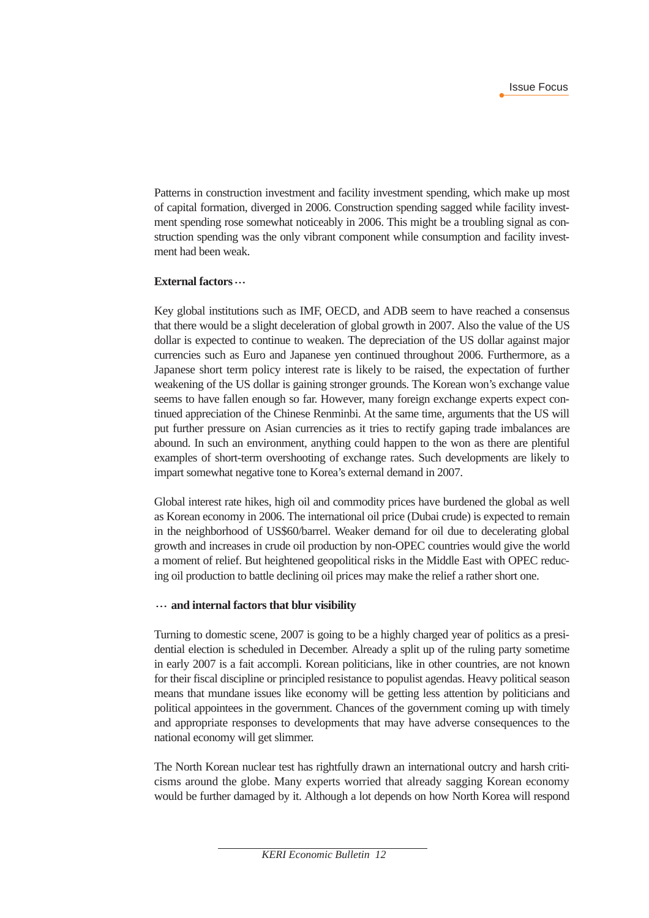Patterns in construction investment and facility investment spending, which make up most of capital formation, diverged in 2006. Construction spending sagged while facility investment spending rose somewhat noticeably in 2006. This might be a troubling signal as construction spending was the only vibrant component while consumption and facility investment had been weak.

**External factors …**

Key global institutions such as IMF, OECD, and ADB seem to have reached a consensus that there would be a slight deceleration of global growth in 2007. Also the value of the US dollar is expected to continue to weaken. The depreciation of the US dollar against major currencies such as Euro and Japanese yen continued throughout 2006. Furthermore, as a Japanese short term policy interest rate is likely to be raised, the expectation of further weakening of the US dollar is gaining stronger grounds. The Korean won's exchange value seems to have fallen enough so far. However, many foreign exchange experts expect continued appreciation of the Chinese Renminbi. At the same time, arguments that the US will put further pressure on Asian currencies as it tries to rectify gaping trade imbalances are abound. In such an environment, anything could happen to the won as there are plentiful examples of short-term overshooting of exchange rates. Such developments are likely to impart somewhat negative tone to Korea's external demand in 2007.

Global interest rate hikes, high oil and commodity prices have burdened the global as well as Korean economy in 2006. The international oil price (Dubai crude) is expected to remain in the neighborhood of US$60/barrel. Weaker demand for oil due to decelerating global growth and increases in crude oil production by non-OPEC countries would give the world a moment of relief. But heightened geopolitical risks in the Middle East with OPEC reducing oil production to battle declining oil prices may make the relief a rather short one.

**… and internal factors that blur visibility**

Turning to domestic scene, 2007 is going to be a highly charged year of politics as a presidential election is scheduled in December. Already a split up of the ruling party sometime in early 2007 is a fait accompli. Korean politicians, like in other countries, are not known for their fiscal discipline or principled resistance to populist agendas. Heavy political season means that mundane issues like economy will be getting less attention by politicians and political appointees in the government. Chances of the government coming up with timely and appropriate responses to developments that may have adverse consequences to the national economy will get slimmer.

The North Korean nuclear test has rightfully drawn an international outcry and harsh criticisms around the globe. Many experts worried that already sagging Korean economy would be further damaged by it. Although a lot depends on how North Korea will respond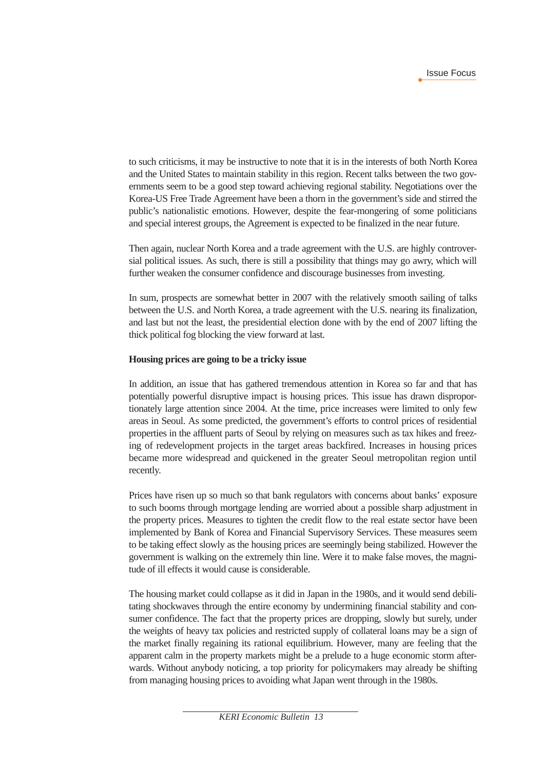to such criticisms, it may be instructive to note that it is in the interests of both North Korea and the United States to maintain stability in this region. Recent talks between the two governments seem to be a good step toward achieving regional stability. Negotiations over the Korea-US Free Trade Agreement have been a thorn in the government's side and stirred the public's nationalistic emotions. However, despite the fear-mongering of some politicians and special interest groups, the Agreement is expected to be finalized in the near future.

Then again, nuclear North Korea and a trade agreement with the U.S. are highly controversial political issues. As such, there is still a possibility that things may go awry, which will further weaken the consumer confidence and discourage businesses from investing.

In sum, prospects are somewhat better in 2007 with the relatively smooth sailing of talks between the U.S. and North Korea, a trade agreement with the U.S. nearing its finalization, and last but not the least, the presidential election done with by the end of 2007 lifting the thick political fog blocking the view forward at last.

**Housing prices are going to be a tricky issue**

In addition, an issue that has gathered tremendous attention in Korea so far and that has potentially powerful disruptive impact is housing prices. This issue has drawn disproportionately large attention since 2004. At the time, price increases were limited to only few areas in Seoul. As some predicted, the government's efforts to control prices of residential properties in the affluent parts of Seoul by relying on measures such as tax hikes and freezing of redevelopment projects in the target areas backfired. Increases in housing prices became more widespread and quickened in the greater Seoul metropolitan region until recently.

Prices have risen up so much so that bank regulators with concerns about banks' exposure to such booms through mortgage lending are worried about a possible sharp adjustment in the property prices. Measures to tighten the credit flow to the real estate sector have been implemented by Bank of Korea and Financial Supervisory Services. These measures seem to be taking effect slowly as the housing prices are seemingly being stabilized. However the government is walking on the extremely thin line. Were it to make false moves, the magnitude of ill effects it would cause is considerable.

The housing market could collapse as it did in Japan in the 1980s, and it would send debilitating shockwaves through the entire economy by undermining financial stability and consumer confidence. The fact that the property prices are dropping, slowly but surely, under the weights of heavy tax policies and restricted supply of collateral loans may be a sign of the market finally regaining its rational equilibrium. However, many are feeling that the apparent calm in the property markets might be a prelude to a huge economic storm afterwards. Without anybody noticing, a top priority for policymakers may already be shifting from managing housing prices to avoiding what Japan went through in the 1980s.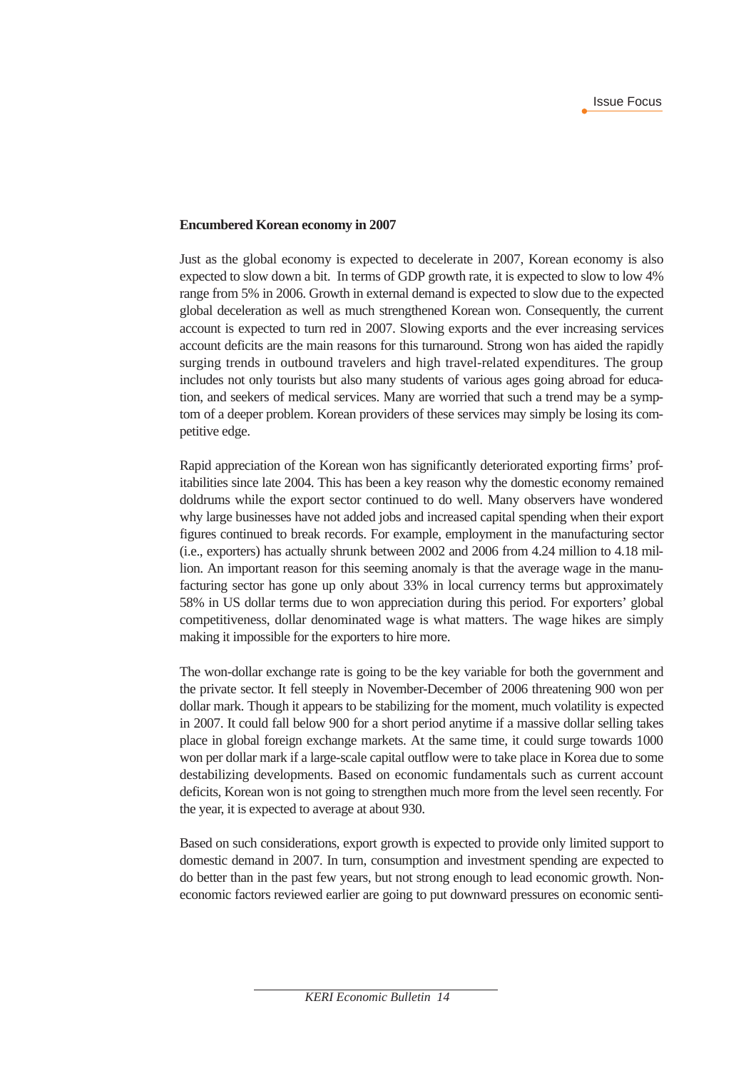**Encumbered Korean economy in 2007**

Just as the global economy is expected to decelerate in 2007, Korean economy is also expected to slow down a bit. In terms of GDP growth rate, it is expected to slow to low 4% range from 5% in 2006. Growth in external demand is expected to slow due to the expected global deceleration as well as much strengthened Korean won. Consequently, the current account is expected to turn red in 2007. Slowing exports and the ever increasing services account deficits are the main reasons for this turnaround. Strong won has aided the rapidly surging trends in outbound travelers and high travel-related expenditures. The group includes not only tourists but also many students of various ages going abroad for education, and seekers of medical services. Many are worried that such a trend may be a symptom of a deeper problem. Korean providers of these services may simply be losing its competitive edge.

Rapid appreciation of the Korean won has significantly deteriorated exporting firms' profitabilities since late 2004. This has been a key reason why the domestic economy remained doldrums while the export sector continued to do well. Many observers have wondered why large businesses have not added jobs and increased capital spending when their export figures continued to break records. For example, employment in the manufacturing sector (i.e., exporters) has actually shrunk between 2002 and 2006 from 4.24 million to 4.18 million. An important reason for this seeming anomaly is that the average wage in the manufacturing sector has gone up only about 33% in local currency terms but approximately 58% in US dollar terms due to won appreciation during this period. For exporters' global competitiveness, dollar denominated wage is what matters. The wage hikes are simply making it impossible for the exporters to hire more.

The won-dollar exchange rate is going to be the key variable for both the government and the private sector. It fell steeply in November-December of 2006 threatening 900 won per dollar mark. Though it appears to be stabilizing for the moment, much volatility is expected in 2007. It could fall below 900 for a short period anytime if a massive dollar selling takes place in global foreign exchange markets. At the same time, it could surge towards 1000 won per dollar mark if a large-scale capital outflow were to take place in Korea due to some destabilizing developments. Based on economic fundamentals such as current account deficits, Korean won is not going to strengthen much more from the level seen recently. For the year, it is expected to average at about 930.

Based on such considerations, export growth is expected to provide only limited support to domestic demand in 2007. In turn, consumption and investment spending are expected to do better than in the past few years, but not strong enough to lead economic growth. Non-economic factors reviewed earlier are going to put downward pressures on economic senti-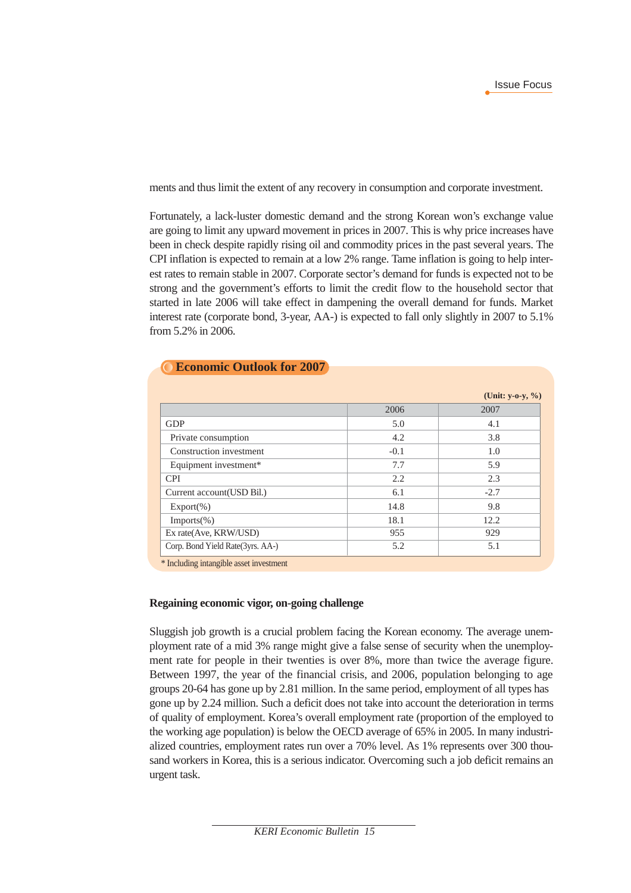ments and thus limit the extent of any recovery in consumption and corporate investment.

Fortunately, a lack-luster domestic demand and the strong Korean won's exchange value are going to limit any upward movement in prices in 2007. This is why price increases have been in check despite rapidly rising oil and commodity prices in the past several years. The CPI inflation is expected to remain at a low 2% range. Tame inflation is going to help interest rates to remain stable in 2007. Corporate sector's demand for funds is expected not to be strong and the government's efforts to limit the credit flow to the household sector that started in late 2006 will take effect in dampening the overall demand for funds. Market interest rate (corporate bond, 3-year, AA-) is expected to fall only slightly in 2007 to 5.1% from 5.2% in 2006.

**Economic Outlook for 2007**

(Unit: y-o-y, %)

| | 2006 | 2007 |
|---|---|---|
| GDP | 5.0 | 4.1 |
| Private consumption | 4.2 | 3.8 |
| Construction investment | -0.1 | 1.0 |
| Equipment investment* | 7.7 | 5.9 |
| CPI | 2.2 | 2.3 |
| Current account(USD Bil.) | 6.1 | -2.7 |
| Export(%) | 14.8 | 9.8 |
| Imports(%) | 18.1 | 12.2 |
| Ex rate(Ave, KRW/USD) | 955 | 929 |
| Corp. Bond Yield Rate(3yrs. AA-) | 5.2 | 5.1 |

* Including intangible asset investment

**Regaining economic vigor, on-going challenge**

Sluggish job growth is a crucial problem facing the Korean economy. The average unemployment rate of a mid 3% range might give a false sense of security when the unemployment rate for people in their twenties is over 8%, more than twice the average figure. Between 1997, the year of the financial crisis, and 2006, population belonging to age groups 20-64 has gone up by 2.81 million. In the same period, employment of all types has gone up by 2.24 million. Such a deficit does not take into account the deterioration in terms of quality of employment. Korea's overall employment rate (proportion of the employed to the working age population) is below the OECD average of 65% in 2005. In many industrialized countries, employment rates run over a 70% level. As 1% represents over 300 thousand workers in Korea, this is a serious indicator. Overcoming such a job deficit remains an urgent task.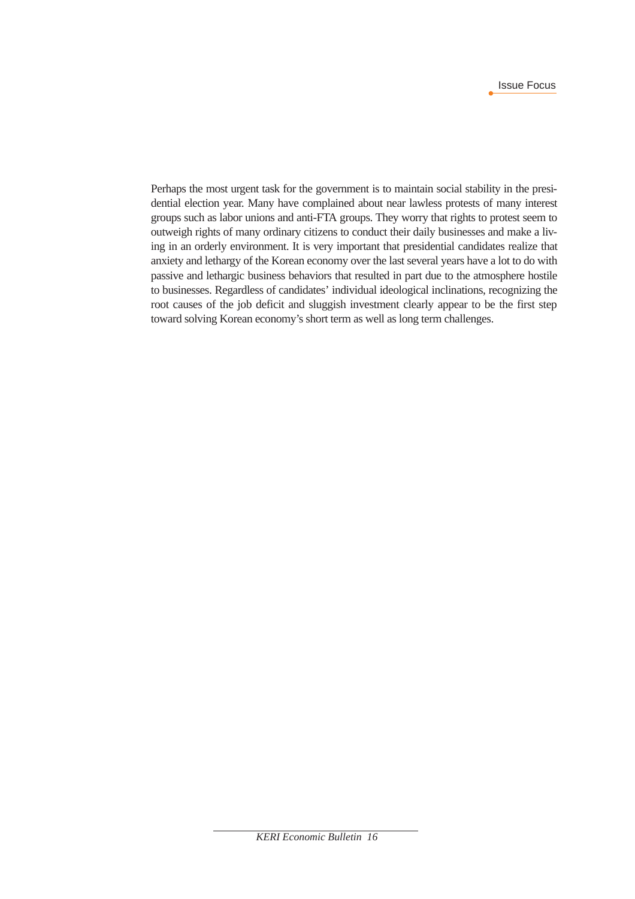Perhaps the most urgent task for the government is to maintain social stability in the presidential election year. Many have complained about near lawless protests of many interest groups such as labor unions and anti-FTA groups. They worry that rights to protest seem to outweigh rights of many ordinary citizens to conduct their daily businesses and make a living in an orderly environment. It is very important that presidential candidates realize that anxiety and lethargy of the Korean economy over the last several years have a lot to do with passive and lethargic business behaviors that resulted in part due to the atmosphere hostile to businesses. Regardless of candidates' individual ideological inclinations, recognizing the root causes of the job deficit and sluggish investment clearly appear to be the first step toward solving Korean economy's short term as well as long term challenges.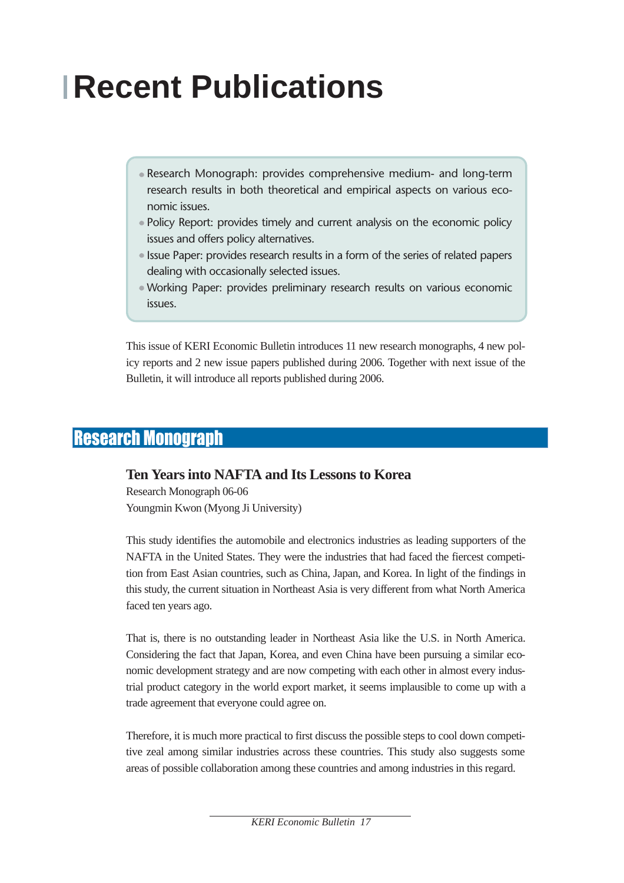# Recent Publications

- Research Monograph: provides comprehensive medium- and long-term research results in both theoretical and empirical aspects on various economic issues.
- Policy Report: provides timely and current analysis on the economic policy issues and offers policy alternatives.
- Issue Paper: provides research results in a form of the series of related papers dealing with occasionally selected issues.
- Working Paper: provides preliminary research results on various economic issues.

This issue of KERI Economic Bulletin introduces 11 new research monographs, 4 new policy reports and 2 new issue papers published during 2006. Together with next issue of the Bulletin, it will introduce all reports published during 2006.

## Research Monograph

### Ten Years into NAFTA and Its Lessons to Korea

Research Monograph 06-06
Youngmin Kwon (Myong Ji University)

This study identifies the automobile and electronics industries as leading supporters of the NAFTA in the United States. They were the industries that had faced the fiercest competition from East Asian countries, such as China, Japan, and Korea. In light of the findings in this study, the current situation in Northeast Asia is very different from what North America faced ten years ago.

That is, there is no outstanding leader in Northeast Asia like the U.S. in North America. Considering the fact that Japan, Korea, and even China have been pursuing a similar economic development strategy and are now competing with each other in almost every industrial product category in the world export market, it seems implausible to come up with a trade agreement that everyone could agree on.

Therefore, it is much more practical to first discuss the possible steps to cool down competitive zeal among similar industries across these countries. This study also suggests some areas of possible collaboration among these countries and among industries in this regard.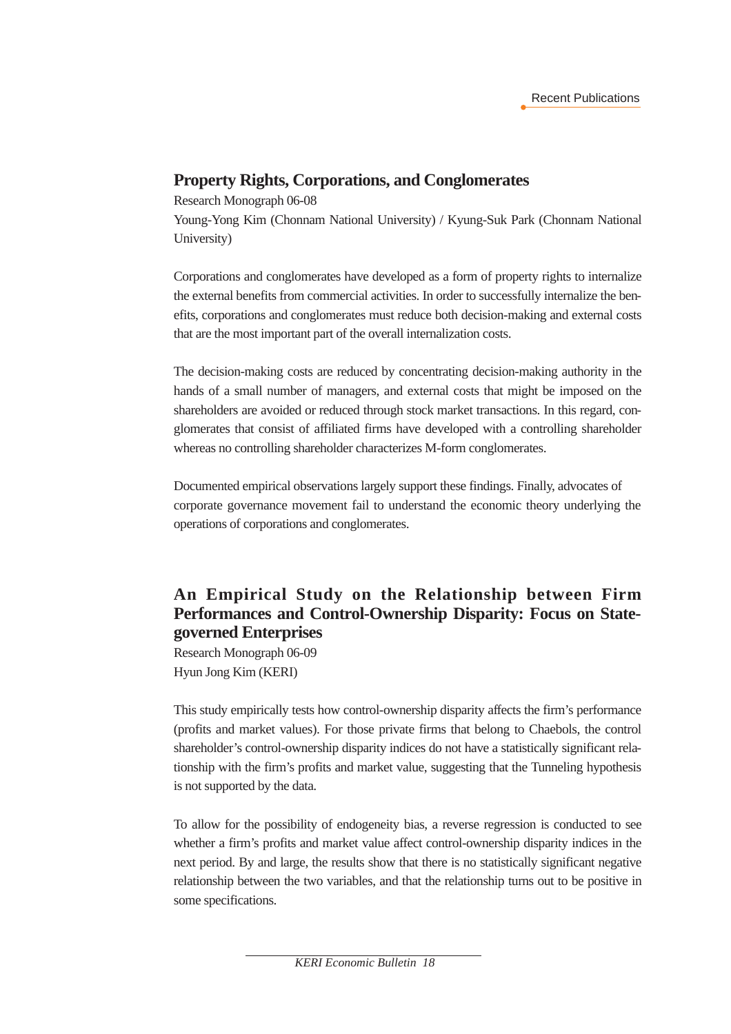## Property Rights, Corporations, and Conglomerates

Research Monograph 06-08

Young-Yong Kim (Chonnam National University) / Kyung-Suk Park (Chonnam National University)

Corporations and conglomerates have developed as a form of property rights to internalize the external benefits from commercial activities. In order to successfully internalize the benefits, corporations and conglomerates must reduce both decision-making and external costs that are the most important part of the overall internalization costs.

The decision-making costs are reduced by concentrating decision-making authority in the hands of a small number of managers, and external costs that might be imposed on the shareholders are avoided or reduced through stock market transactions. In this regard, conglomerates that consist of affiliated firms have developed with a controlling shareholder whereas no controlling shareholder characterizes M-form conglomerates.

Documented empirical observations largely support these findings. Finally, advocates of corporate governance movement fail to understand the economic theory underlying the operations of corporations and conglomerates.

## An Empirical Study on the Relationship between Firm Performances and Control-Ownership Disparity: Focus on State-governed Enterprises

Research Monograph 06-09

Hyun Jong Kim (KERI)

This study empirically tests how control-ownership disparity affects the firm's performance (profits and market values). For those private firms that belong to Chaebols, the control shareholder's control-ownership disparity indices do not have a statistically significant relationship with the firm's profits and market value, suggesting that the Tunneling hypothesis is not supported by the data.

To allow for the possibility of endogeneity bias, a reverse regression is conducted to see whether a firm's profits and market value affect control-ownership disparity indices in the next period. By and large, the results show that there is no statistically significant negative relationship between the two variables, and that the relationship turns out to be positive in some specifications.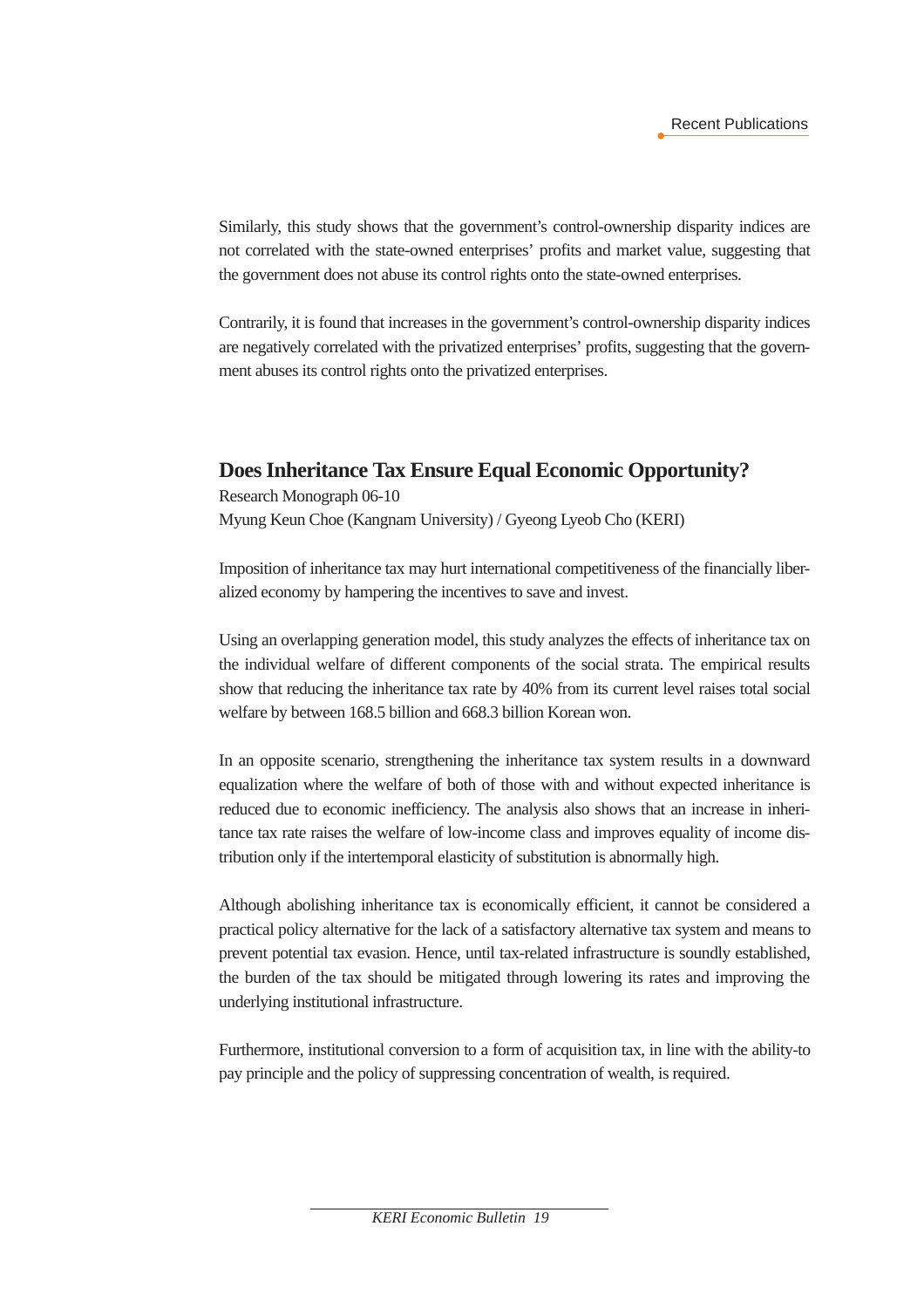Similarly, this study shows that the government's control-ownership disparity indices are not correlated with the state-owned enterprises' profits and market value, suggesting that the government does not abuse its control rights onto the state-owned enterprises.

Contrarily, it is found that increases in the government's control-ownership disparity indices are negatively correlated with the privatized enterprises' profits, suggesting that the government abuses its control rights onto the privatized enterprises.

## Does Inheritance Tax Ensure Equal Economic Opportunity?

Research Monograph 06-10
Myung Keun Choe (Kangnam University) / Gyeong Lyeob Cho (KERI)

Imposition of inheritance tax may hurt international competitiveness of the financially liberalized economy by hampering the incentives to save and invest.

Using an overlapping generation model, this study analyzes the effects of inheritance tax on the individual welfare of different components of the social strata. The empirical results show that reducing the inheritance tax rate by 40% from its current level raises total social welfare by between 168.5 billion and 668.3 billion Korean won.

In an opposite scenario, strengthening the inheritance tax system results in a downward equalization where the welfare of both of those with and without expected inheritance is reduced due to economic inefficiency. The analysis also shows that an increase in inheritance tax rate raises the welfare of low-income class and improves equality of income distribution only if the intertemporal elasticity of substitution is abnormally high.

Although abolishing inheritance tax is economically efficient, it cannot be considered a practical policy alternative for the lack of a satisfactory alternative tax system and means to prevent potential tax evasion. Hence, until tax-related infrastructure is soundly established, the burden of the tax should be mitigated through lowering its rates and improving the underlying institutional infrastructure.

Furthermore, institutional conversion to a form of acquisition tax, in line with the ability-to pay principle and the policy of suppressing concentration of wealth, is required.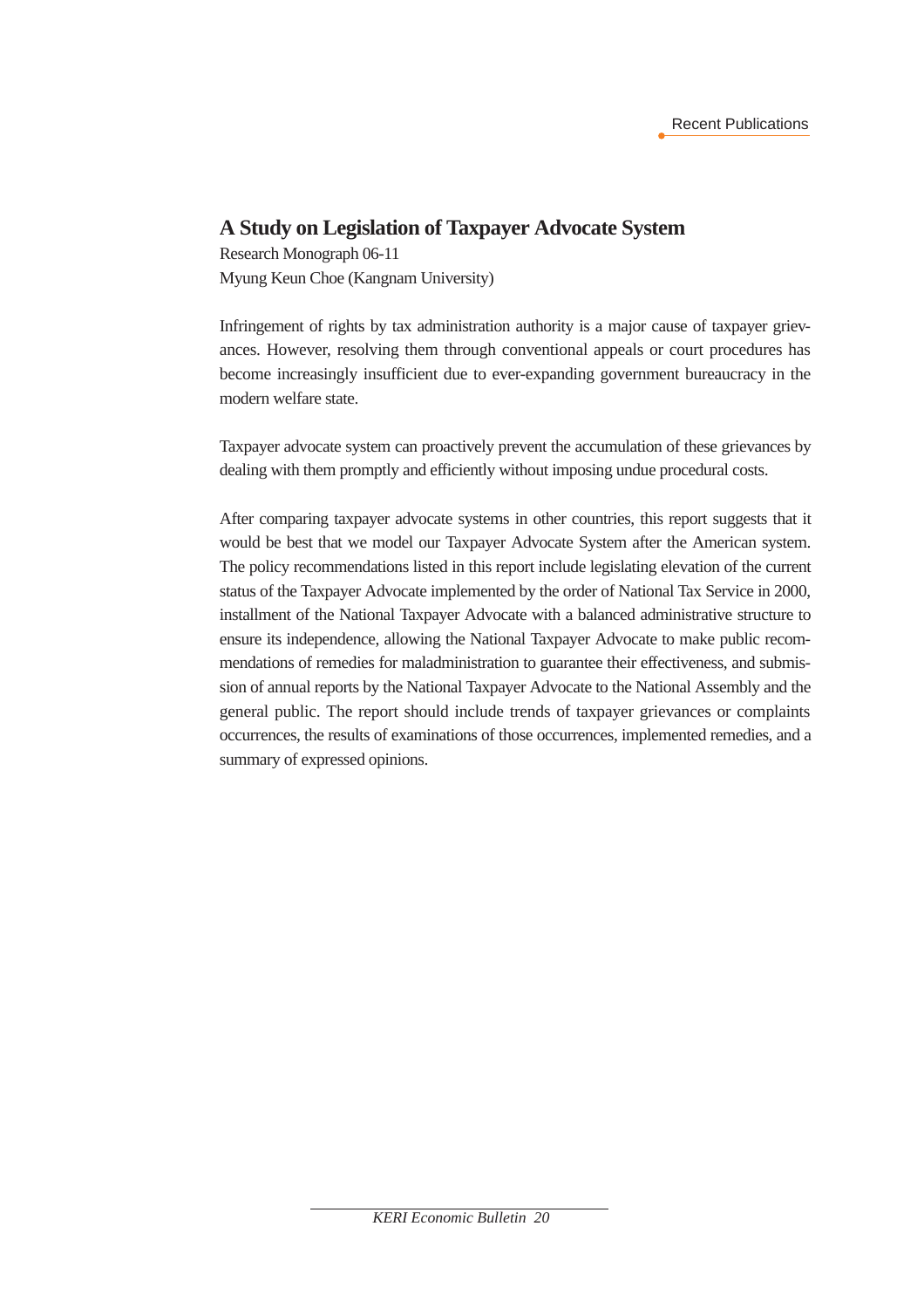## A Study on Legislation of Taxpayer Advocate System

Research Monograph 06-11
Myung Keun Choe (Kangnam University)

Infringement of rights by tax administration authority is a major cause of taxpayer grievances. However, resolving them through conventional appeals or court procedures has become increasingly insufficient due to ever-expanding government bureaucracy in the modern welfare state.

Taxpayer advocate system can proactively prevent the accumulation of these grievances by dealing with them promptly and efficiently without imposing undue procedural costs.

After comparing taxpayer advocate systems in other countries, this report suggests that it would be best that we model our Taxpayer Advocate System after the American system. The policy recommendations listed in this report include legislating elevation of the current status of the Taxpayer Advocate implemented by the order of National Tax Service in 2000, installment of the National Taxpayer Advocate with a balanced administrative structure to ensure its independence, allowing the National Taxpayer Advocate to make public recommendations of remedies for maladministration to guarantee their effectiveness, and submission of annual reports by the National Taxpayer Advocate to the National Assembly and the general public. The report should include trends of taxpayer grievances or complaints occurrences, the results of examinations of those occurrences, implemented remedies, and a summary of expressed opinions.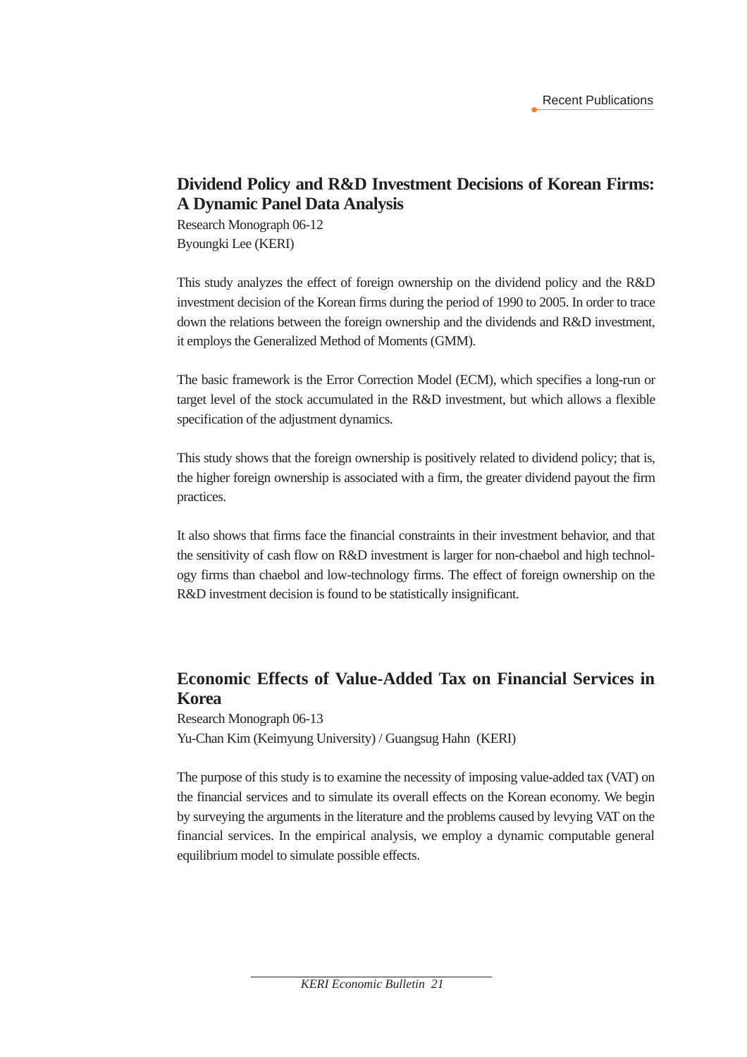## Dividend Policy and R&D Investment Decisions of Korean Firms: A Dynamic Panel Data Analysis

Research Monograph 06-12
Byoungki Lee (KERI)

This study analyzes the effect of foreign ownership on the dividend policy and the R&D investment decision of the Korean firms during the period of 1990 to 2005. In order to trace down the relations between the foreign ownership and the dividends and R&D investment, it employs the Generalized Method of Moments (GMM).

The basic framework is the Error Correction Model (ECM), which specifies a long-run or target level of the stock accumulated in the R&D investment, but which allows a flexible specification of the adjustment dynamics.

This study shows that the foreign ownership is positively related to dividend policy; that is, the higher foreign ownership is associated with a firm, the greater dividend payout the firm practices.

It also shows that firms face the financial constraints in their investment behavior, and that the sensitivity of cash flow on R&D investment is larger for non-chaebol and high technology firms than chaebol and low-technology firms. The effect of foreign ownership on the R&D investment decision is found to be statistically insignificant.

## Economic Effects of Value-Added Tax on Financial Services in Korea

Research Monograph 06-13
Yu-Chan Kim (Keimyung University) / Guangsug Hahn (KERI)

The purpose of this study is to examine the necessity of imposing value-added tax (VAT) on the financial services and to simulate its overall effects on the Korean economy. We begin by surveying the arguments in the literature and the problems caused by levying VAT on the financial services. In the empirical analysis, we employ a dynamic computable general equilibrium model to simulate possible effects.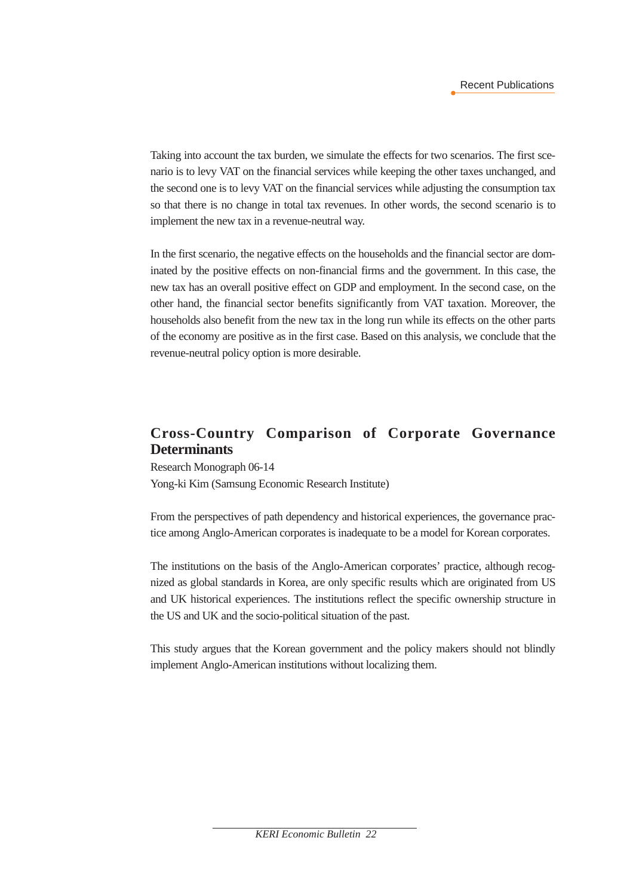Taking into account the tax burden, we simulate the effects for two scenarios. The first scenario is to levy VAT on the financial services while keeping the other taxes unchanged, and the second one is to levy VAT on the financial services while adjusting the consumption tax so that there is no change in total tax revenues. In other words, the second scenario is to implement the new tax in a revenue-neutral way.

In the first scenario, the negative effects on the households and the financial sector are dominated by the positive effects on non-financial firms and the government. In this case, the new tax has an overall positive effect on GDP and employment. In the second case, on the other hand, the financial sector benefits significantly from VAT taxation. Moreover, the households also benefit from the new tax in the long run while its effects on the other parts of the economy are positive as in the first case. Based on this analysis, we conclude that the revenue-neutral policy option is more desirable.

## Cross-Country Comparison of Corporate Governance Determinants

Research Monograph 06-14
Yong-ki Kim (Samsung Economic Research Institute)

From the perspectives of path dependency and historical experiences, the governance practice among Anglo-American corporates is inadequate to be a model for Korean corporates.

The institutions on the basis of the Anglo-American corporates' practice, although recognized as global standards in Korea, are only specific results which are originated from US and UK historical experiences. The institutions reflect the specific ownership structure in the US and UK and the socio-political situation of the past.

This study argues that the Korean government and the policy makers should not blindly implement Anglo-American institutions without localizing them.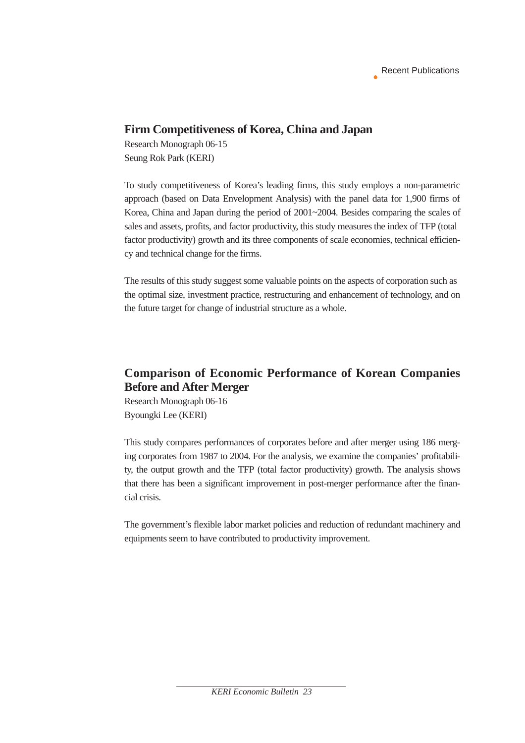## Firm Competitiveness of Korea, China and Japan

Research Monograph 06-15
Seung Rok Park (KERI)

To study competitiveness of Korea's leading firms, this study employs a non-parametric approach (based on Data Envelopment Analysis) with the panel data for 1,900 firms of Korea, China and Japan during the period of 2001~2004. Besides comparing the scales of sales and assets, profits, and factor productivity, this study measures the index of TFP (total factor productivity) growth and its three components of scale economies, technical efficiency and technical change for the firms.

The results of this study suggest some valuable points on the aspects of corporation such as the optimal size, investment practice, restructuring and enhancement of technology, and on the future target for change of industrial structure as a whole.

## Comparison of Economic Performance of Korean Companies Before and After Merger

Research Monograph 06-16
Byoungki Lee (KERI)

This study compares performances of corporates before and after merger using 186 merging corporates from 1987 to 2004. For the analysis, we examine the companies' profitability, the output growth and the TFP (total factor productivity) growth. The analysis shows that there has been a significant improvement in post-merger performance after the financial crisis.

The government's flexible labor market policies and reduction of redundant machinery and equipments seem to have contributed to productivity improvement.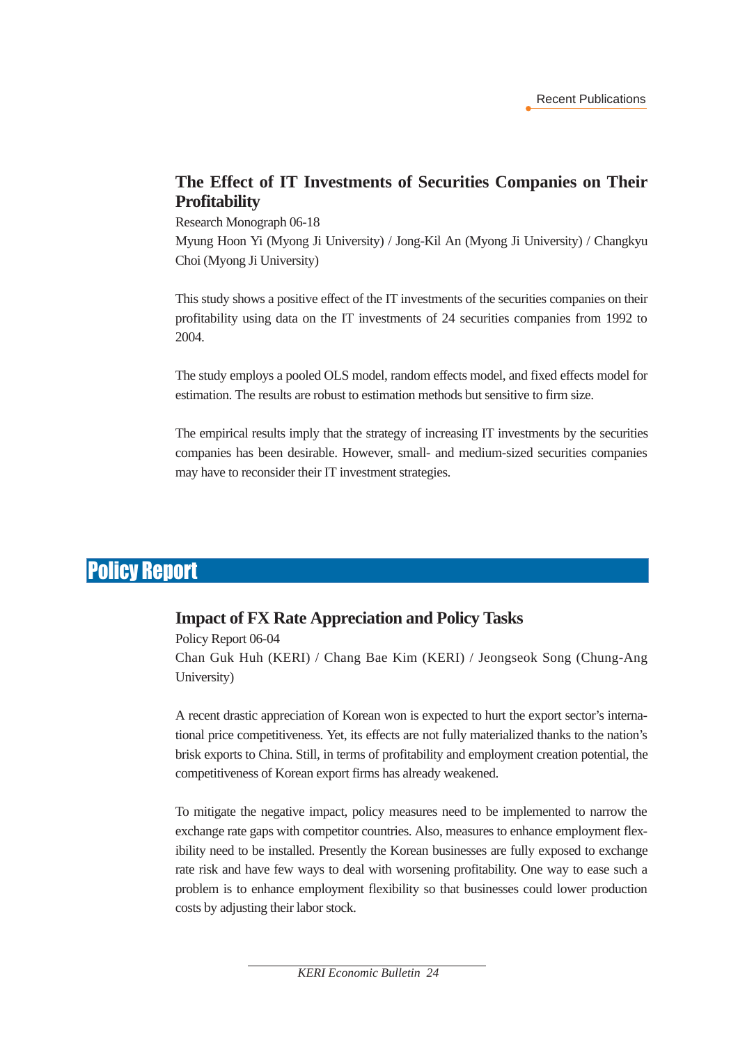### The Effect of IT Investments of Securities Companies on Their Profitability

Research Monograph 06-18

Myung Hoon Yi (Myong Ji University) / Jong-Kil An (Myong Ji University) / Changkyu Choi (Myong Ji University)

This study shows a positive effect of the IT investments of the securities companies on their profitability using data on the IT investments of 24 securities companies from 1992 to 2004.

The study employs a pooled OLS model, random effects model, and fixed effects model for estimation. The results are robust to estimation methods but sensitive to firm size.

The empirical results imply that the strategy of increasing IT investments by the securities companies has been desirable. However, small- and medium-sized securities companies may have to reconsider their IT investment strategies.

## Policy Report

### Impact of FX Rate Appreciation and Policy Tasks

Policy Report 06-04

Chan Guk Huh (KERI) / Chang Bae Kim (KERI) / Jeongseok Song (Chung-Ang University)

A recent drastic appreciation of Korean won is expected to hurt the export sector's international price competitiveness. Yet, its effects are not fully materialized thanks to the nation's brisk exports to China. Still, in terms of profitability and employment creation potential, the competitiveness of Korean export firms has already weakened.

To mitigate the negative impact, policy measures need to be implemented to narrow the exchange rate gaps with competitor countries. Also, measures to enhance employment flexibility need to be installed. Presently the Korean businesses are fully exposed to exchange rate risk and have few ways to deal with worsening profitability. One way to ease such a problem is to enhance employment flexibility so that businesses could lower production costs by adjusting their labor stock.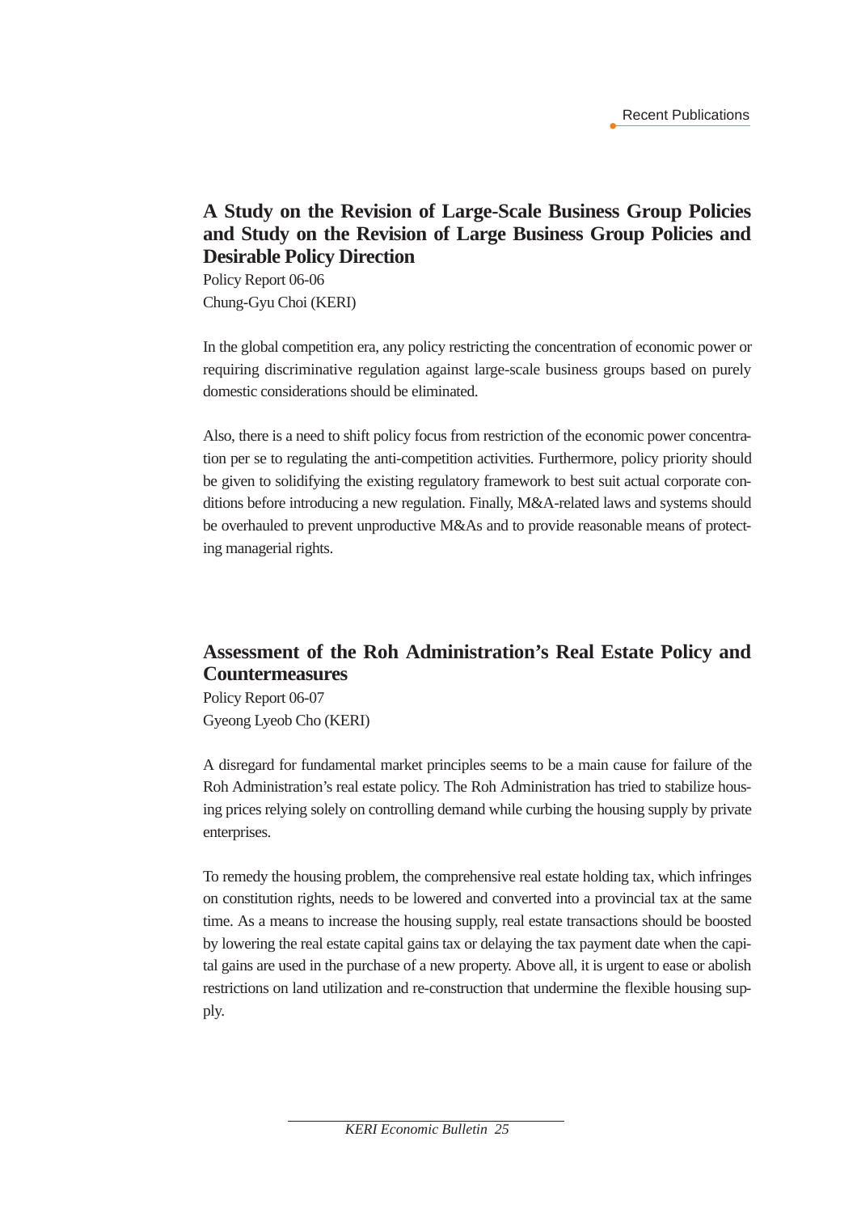## A Study on the Revision of Large-Scale Business Group Policies and Study on the Revision of Large Business Group Policies and Desirable Policy Direction

Policy Report 06-06
Chung-Gyu Choi (KERI)

In the global competition era, any policy restricting the concentration of economic power or requiring discriminative regulation against large-scale business groups based on purely domestic considerations should be eliminated.

Also, there is a need to shift policy focus from restriction of the economic power concentration per se to regulating the anti-competition activities. Furthermore, policy priority should be given to solidifying the existing regulatory framework to best suit actual corporate conditions before introducing a new regulation. Finally, M&A-related laws and systems should be overhauled to prevent unproductive M&As and to provide reasonable means of protecting managerial rights.

## Assessment of the Roh Administration's Real Estate Policy and Countermeasures

Policy Report 06-07
Gyeong Lyeob Cho (KERI)

A disregard for fundamental market principles seems to be a main cause for failure of the Roh Administration's real estate policy. The Roh Administration has tried to stabilize housing prices relying solely on controlling demand while curbing the housing supply by private enterprises.

To remedy the housing problem, the comprehensive real estate holding tax, which infringes on constitution rights, needs to be lowered and converted into a provincial tax at the same time. As a means to increase the housing supply, real estate transactions should be boosted by lowering the real estate capital gains tax or delaying the tax payment date when the capital gains are used in the purchase of a new property. Above all, it is urgent to ease or abolish restrictions on land utilization and re-construction that undermine the flexible housing supply.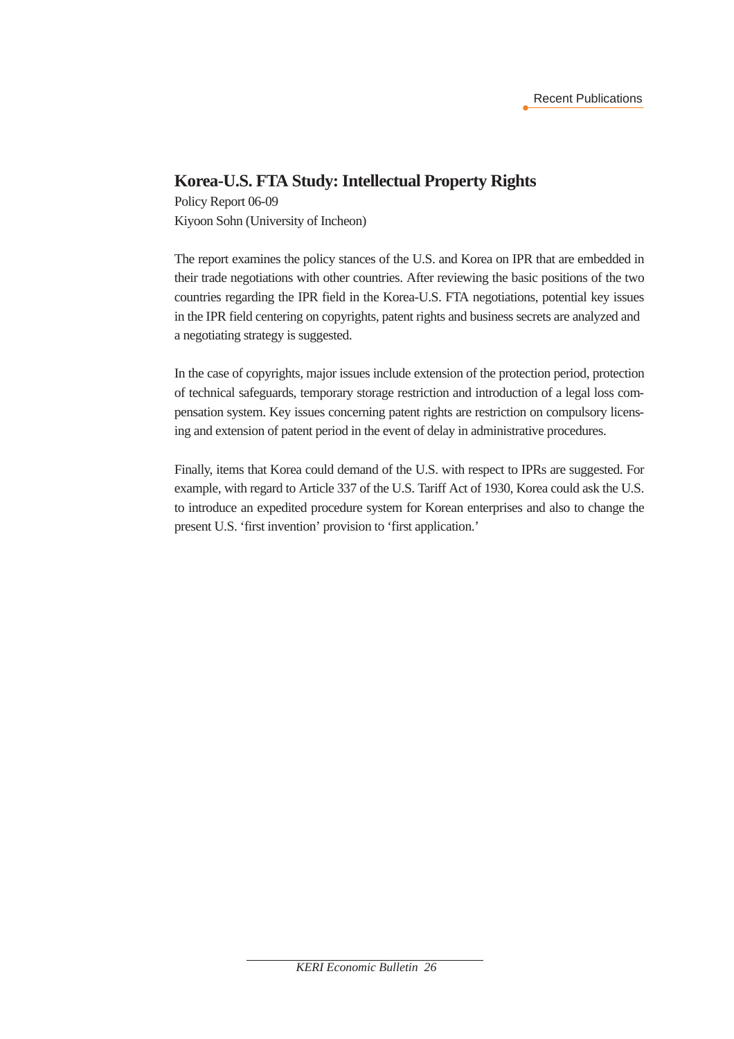## Korea-U.S. FTA Study: Intellectual Property Rights

Policy Report 06-09
Kiyoon Sohn (University of Incheon)

The report examines the policy stances of the U.S. and Korea on IPR that are embedded in their trade negotiations with other countries. After reviewing the basic positions of the two countries regarding the IPR field in the Korea-U.S. FTA negotiations, potential key issues in the IPR field centering on copyrights, patent rights and business secrets are analyzed and a negotiating strategy is suggested.

In the case of copyrights, major issues include extension of the protection period, protection of technical safeguards, temporary storage restriction and introduction of a legal loss compensation system. Key issues concerning patent rights are restriction on compulsory licensing and extension of patent period in the event of delay in administrative procedures.

Finally, items that Korea could demand of the U.S. with respect to IPRs are suggested. For example, with regard to Article 337 of the U.S. Tariff Act of 1930, Korea could ask the U.S. to introduce an expedited procedure system for Korean enterprises and also to change the present U.S. 'first invention' provision to 'first application.'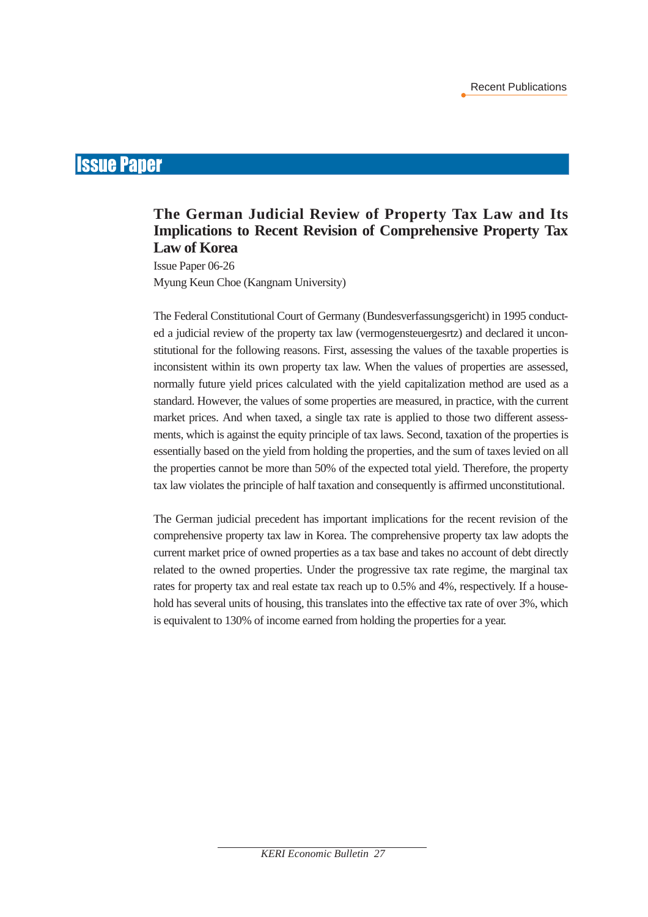# Issue Paper

### The German Judicial Review of Property Tax Law and Its Implications to Recent Revision of Comprehensive Property Tax Law of Korea

Issue Paper 06-26

Myung Keun Choe (Kangnam University)

The Federal Constitutional Court of Germany (Bundesverfassungsgericht) in 1995 conducted a judicial review of the property tax law (vermogensteuergesrtz) and declared it unconstitutional for the following reasons. First, assessing the values of the taxable properties is inconsistent within its own property tax law. When the values of properties are assessed, normally future yield prices calculated with the yield capitalization method are used as a standard. However, the values of some properties are measured, in practice, with the current market prices. And when taxed, a single tax rate is applied to those two different assessments, which is against the equity principle of tax laws. Second, taxation of the properties is essentially based on the yield from holding the properties, and the sum of taxes levied on all the properties cannot be more than 50% of the expected total yield. Therefore, the property tax law violates the principle of half taxation and consequently is affirmed unconstitutional.

The German judicial precedent has important implications for the recent revision of the comprehensive property tax law in Korea. The comprehensive property tax law adopts the current market price of owned properties as a tax base and takes no account of debt directly related to the owned properties. Under the progressive tax rate regime, the marginal tax rates for property tax and real estate tax reach up to 0.5% and 4%, respectively. If a household has several units of housing, this translates into the effective tax rate of over 3%, which is equivalent to 130% of income earned from holding the properties for a year.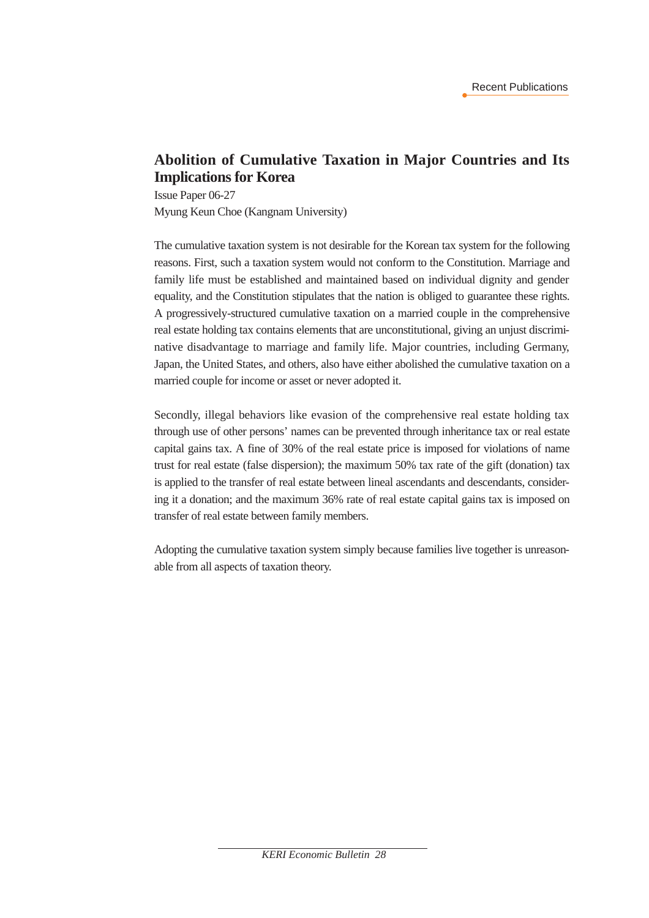## Abolition of Cumulative Taxation in Major Countries and Its Implications for Korea

Issue Paper 06-27

Myung Keun Choe (Kangnam University)

The cumulative taxation system is not desirable for the Korean tax system for the following reasons. First, such a taxation system would not conform to the Constitution. Marriage and family life must be established and maintained based on individual dignity and gender equality, and the Constitution stipulates that the nation is obliged to guarantee these rights. A progressively-structured cumulative taxation on a married couple in the comprehensive real estate holding tax contains elements that are unconstitutional, giving an unjust discriminative disadvantage to marriage and family life. Major countries, including Germany, Japan, the United States, and others, also have either abolished the cumulative taxation on a married couple for income or asset or never adopted it.

Secondly, illegal behaviors like evasion of the comprehensive real estate holding tax through use of other persons' names can be prevented through inheritance tax or real estate capital gains tax. A fine of 30% of the real estate price is imposed for violations of name trust for real estate (false dispersion); the maximum 50% tax rate of the gift (donation) tax is applied to the transfer of real estate between lineal ascendants and descendants, considering it a donation; and the maximum 36% rate of real estate capital gains tax is imposed on transfer of real estate between family members.

Adopting the cumulative taxation system simply because families live together is unreasonable from all aspects of taxation theory.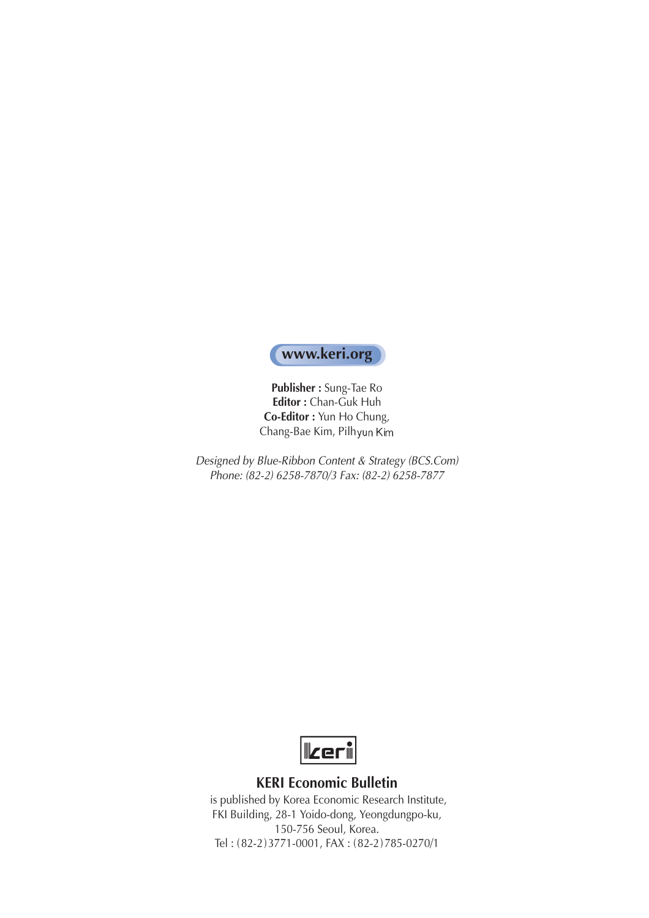www.keri.org

**Publisher :** Sung-Tae Ro
**Editor :** Chan-Guk Huh
**Co-Editor :** Yun Ho Chung,
Chang-Bae Kim, Pilhyun Kim

*Designed by Blue-Ribbon Content & Strategy (BCS.Com)*
*Phone: (82-2) 6258-7870/3 Fax: (82-2) 6258-7877*

keri

**KERI Economic Bulletin**

is published by Korea Economic Research Institute,
FKI Building, 28-1 Yoido-dong, Yeongdungpo-ku,
150-756 Seoul, Korea.
Tel : (82-2)3771-0001, FAX : (82-2)785-0270/1